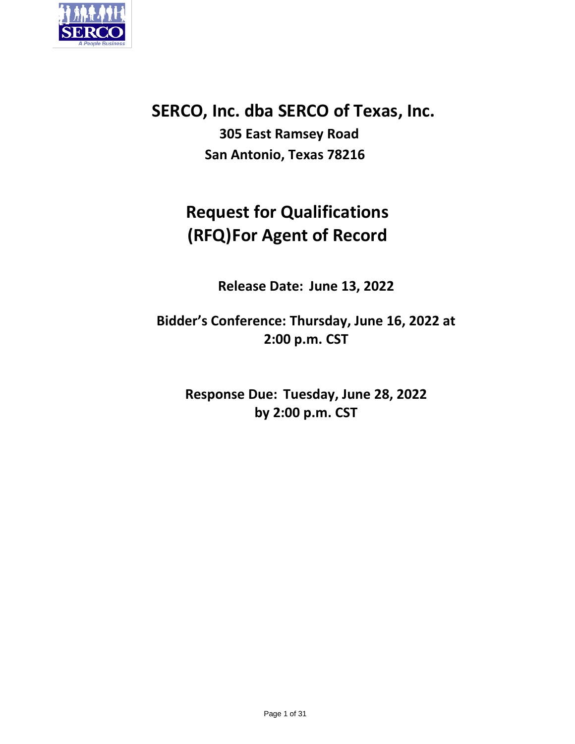# SERCO, Inc. dba SERCO of Texas, Inc.

**305 East Ramsey Road**
**San Antonio, Texas 78216**

# Request for Qualifications (RFQ)For Agent of Record

**Release Date: June 13, 2022**

**Bidder's Conference: Thursday, June 16, 2022 at 2:00 p.m. CST**

**Response Due: Tuesday, June 28, 2022 by 2:00 p.m. CST**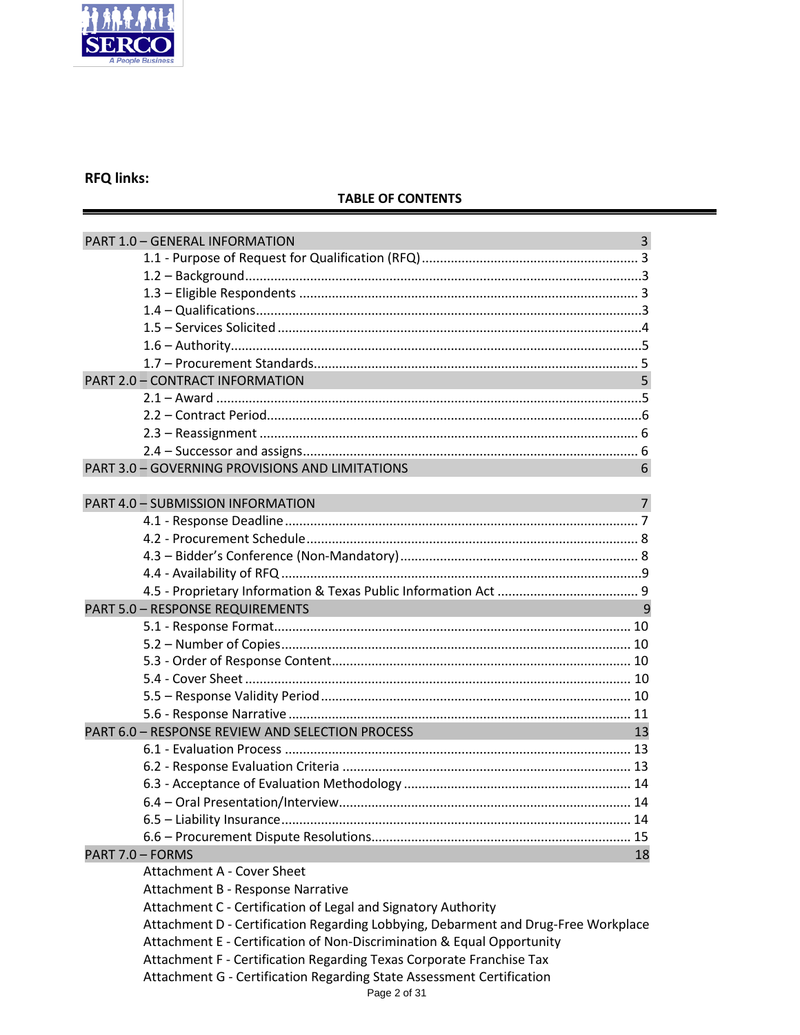**RFQ links:**

**TABLE OF CONTENTS**

| | |
|---|---|
| PART 1.0 – GENERAL INFORMATION | 3 |
| 1.1 - Purpose of Request for Qualification (RFQ) | 3 |
| 1.2 – Background | 3 |
| 1.3 – Eligible Respondents | 3 |
| 1.4 – Qualifications | 3 |
| 1.5 – Services Solicited | 4 |
| 1.6 – Authority | 5 |
| 1.7 – Procurement Standards | 5 |
| PART 2.0 – CONTRACT INFORMATION | 5 |
| 2.1 – Award | 5 |
| 2.2 – Contract Period | 6 |
| 2.3 – Reassignment | 6 |
| 2.4 – Successor and assigns | 6 |
| PART 3.0 – GOVERNING PROVISIONS AND LIMITATIONS | 6 |
| PART 4.0 – SUBMISSION INFORMATION | 7 |
| 4.1 - Response Deadline | 7 |
| 4.2 - Procurement Schedule | 8 |
| 4.3 – Bidder's Conference (Non-Mandatory) | 8 |
| 4.4 - Availability of RFQ | 9 |
| 4.5 - Proprietary Information & Texas Public Information Act | 9 |
| PART 5.0 – RESPONSE REQUIREMENTS | 9 |
| 5.1 - Response Format | 10 |
| 5.2 – Number of Copies | 10 |
| 5.3 - Order of Response Content | 10 |
| 5.4 - Cover Sheet | 10 |
| 5.5 – Response Validity Period | 10 |
| 5.6 - Response Narrative | 11 |
| PART 6.0 – RESPONSE REVIEW AND SELECTION PROCESS | 13 |
| 6.1 - Evaluation Process | 13 |
| 6.2 - Response Evaluation Criteria | 13 |
| 6.3 - Acceptance of Evaluation Methodology | 14 |
| 6.4 – Oral Presentation/Interview | 14 |
| 6.5 – Liability Insurance | 14 |
| 6.6 – Procurement Dispute Resolutions | 15 |
| PART 7.0 – FORMS | 18 |
| Attachment A - Cover Sheet | |
| Attachment B - Response Narrative | |
| Attachment C - Certification of Legal and Signatory Authority | |
| Attachment D - Certification Regarding Lobbying, Debarment and Drug-Free Workplace | |
| Attachment E - Certification of Non-Discrimination & Equal Opportunity | |
| Attachment F - Certification Regarding Texas Corporate Franchise Tax | |
| Attachment G - Certification Regarding State Assessment Certification | |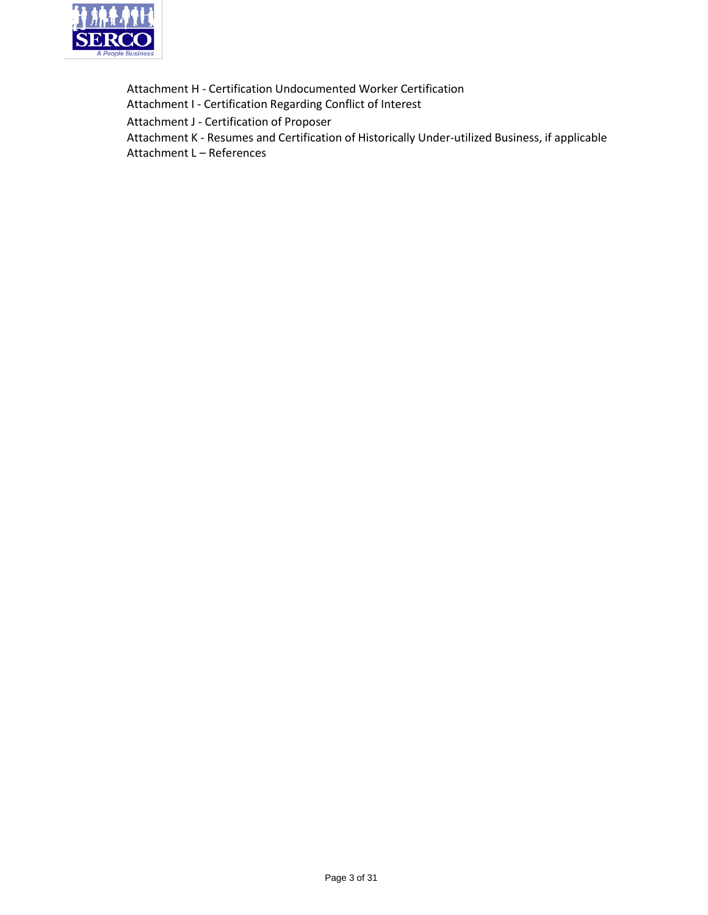Attachment H - Certification Undocumented Worker Certification

Attachment I - Certification Regarding Conflict of Interest

Attachment J - Certification of Proposer

Attachment K - Resumes and Certification of Historically Under-utilized Business, if applicable

Attachment L – References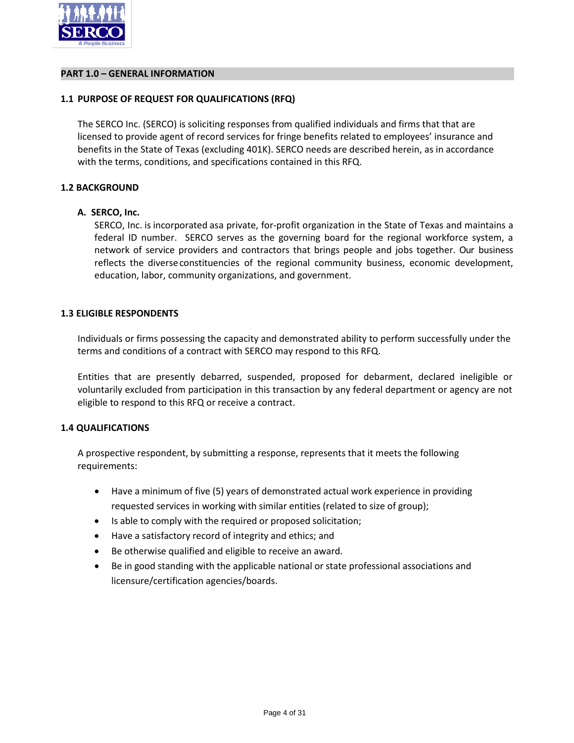## PART 1.0 – GENERAL INFORMATION

### 1.1 PURPOSE OF REQUEST FOR QUALIFICATIONS (RFQ)

The SERCO Inc. (SERCO) is soliciting responses from qualified individuals and firms that that are licensed to provide agent of record services for fringe benefits related to employees' insurance and benefits in the State of Texas (excluding 401K). SERCO needs are described herein, as in accordance with the terms, conditions, and specifications contained in this RFQ.

### 1.2 BACKGROUND

**A. SERCO, Inc.**

SERCO, Inc. is incorporated asa private, for-profit organization in the State of Texas and maintains a federal ID number. SERCO serves as the governing board for the regional workforce system, a network of service providers and contractors that brings people and jobs together. Our business reflects the diverse constituencies of the regional community business, economic development, education, labor, community organizations, and government.

### 1.3 ELIGIBLE RESPONDENTS

Individuals or firms possessing the capacity and demonstrated ability to perform successfully under the terms and conditions of a contract with SERCO may respond to this RFQ.

Entities that are presently debarred, suspended, proposed for debarment, declared ineligible or voluntarily excluded from participation in this transaction by any federal department or agency are not eligible to respond to this RFQ or receive a contract.

### 1.4 QUALIFICATIONS

A prospective respondent, by submitting a response, represents that it meets the following requirements:

- Have a minimum of five (5) years of demonstrated actual work experience in providing requested services in working with similar entities (related to size of group);
- Is able to comply with the required or proposed solicitation;
- Have a satisfactory record of integrity and ethics; and
- Be otherwise qualified and eligible to receive an award.
- Be in good standing with the applicable national or state professional associations and licensure/certification agencies/boards.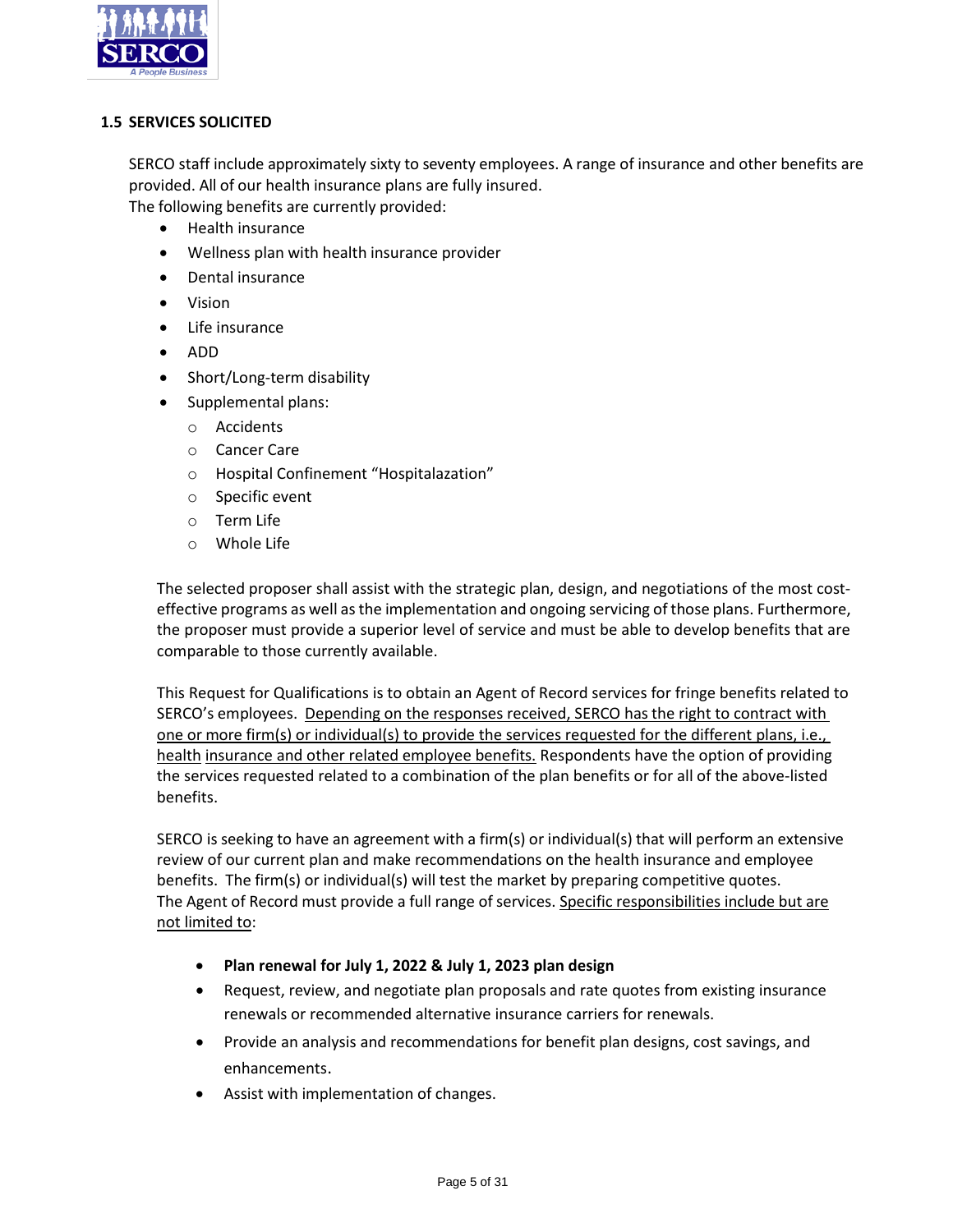### 1.5 SERVICES SOLICITED

SERCO staff include approximately sixty to seventy employees. A range of insurance and other benefits are provided. All of our health insurance plans are fully insured.
The following benefits are currently provided:

- Health insurance
- Wellness plan with health insurance provider
- Dental insurance
- Vision
- Life insurance
- ADD
- Short/Long-term disability
- Supplemental plans:
  - Accidents
  - Cancer Care
  - Hospital Confinement "Hospitalazation"
  - Specific event
  - Term Life
  - Whole Life

The selected proposer shall assist with the strategic plan, design, and negotiations of the most cost-effective programs as well as the implementation and ongoing servicing of those plans. Furthermore, the proposer must provide a superior level of service and must be able to develop benefits that are comparable to those currently available.

This Request for Qualifications is to obtain an Agent of Record services for fringe benefits related to SERCO's employees. <u>Depending on the responses received, SERCO has the right to contract with one or more firm(s) or individual(s) to provide the services requested for the different plans, i.e., health insurance and other related employee benefits.</u> Respondents have the option of providing the services requested related to a combination of the plan benefits or for all of the above-listed benefits.

SERCO is seeking to have an agreement with a firm(s) or individual(s) that will perform an extensive review of our current plan and make recommendations on the health insurance and employee benefits. The firm(s) or individual(s) will test the market by preparing competitive quotes. The Agent of Record must provide a full range of services. <u>Specific responsibilities include but are not limited to</u>:

- **Plan renewal for July 1, 2022 & July 1, 2023 plan design**
- Request, review, and negotiate plan proposals and rate quotes from existing insurance renewals or recommended alternative insurance carriers for renewals.
- Provide an analysis and recommendations for benefit plan designs, cost savings, and enhancements.
- Assist with implementation of changes.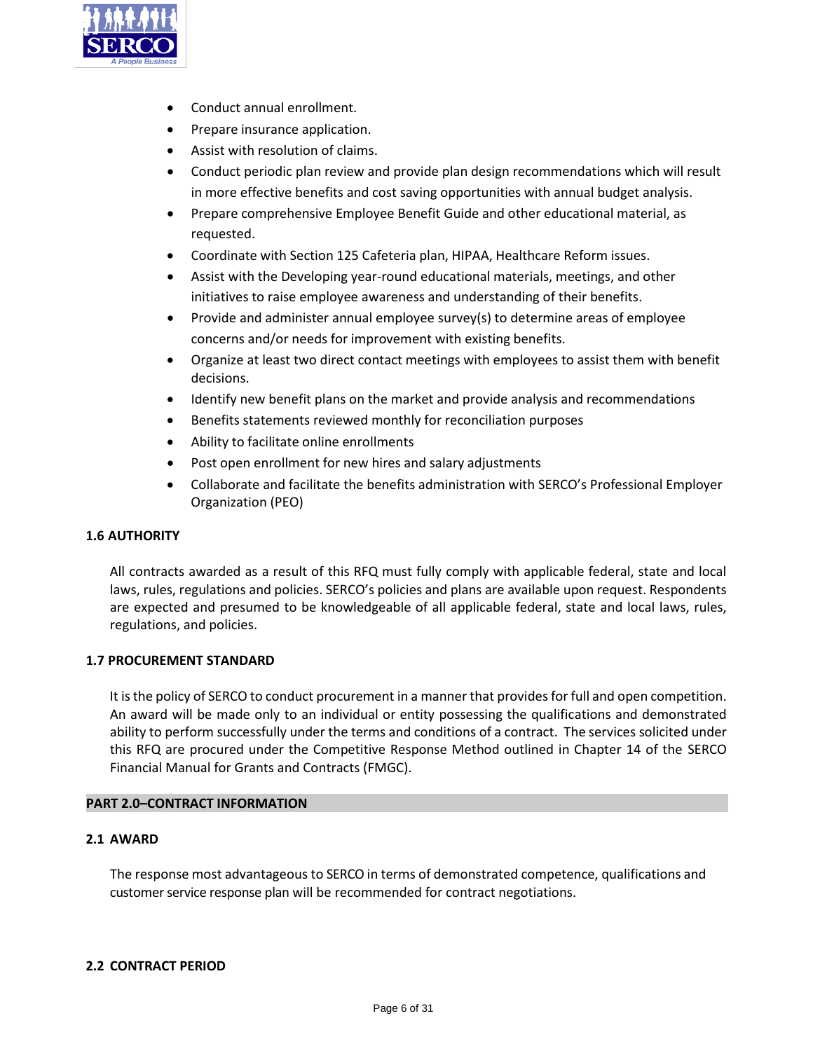- Conduct annual enrollment.
- Prepare insurance application.
- Assist with resolution of claims.
- Conduct periodic plan review and provide plan design recommendations which will result in more effective benefits and cost saving opportunities with annual budget analysis.
- Prepare comprehensive Employee Benefit Guide and other educational material, as requested.
- Coordinate with Section 125 Cafeteria plan, HIPAA, Healthcare Reform issues.
- Assist with the Developing year-round educational materials, meetings, and other initiatives to raise employee awareness and understanding of their benefits.
- Provide and administer annual employee survey(s) to determine areas of employee concerns and/or needs for improvement with existing benefits.
- Organize at least two direct contact meetings with employees to assist them with benefit decisions.
- Identify new benefit plans on the market and provide analysis and recommendations
- Benefits statements reviewed monthly for reconciliation purposes
- Ability to facilitate online enrollments
- Post open enrollment for new hires and salary adjustments
- Collaborate and facilitate the benefits administration with SERCO's Professional Employer Organization (PEO)

### 1.6 AUTHORITY

All contracts awarded as a result of this RFQ must fully comply with applicable federal, state and local laws, rules, regulations and policies. SERCO's policies and plans are available upon request. Respondents are expected and presumed to be knowledgeable of all applicable federal, state and local laws, rules, regulations, and policies.

### 1.7 PROCUREMENT STANDARD

It is the policy of SERCO to conduct procurement in a manner that provides for full and open competition. An award will be made only to an individual or entity possessing the qualifications and demonstrated ability to perform successfully under the terms and conditions of a contract. The services solicited under this RFQ are procured under the Competitive Response Method outlined in Chapter 14 of the SERCO Financial Manual for Grants and Contracts (FMGC).

## PART 2.0–CONTRACT INFORMATION

### 2.1 AWARD

The response most advantageous to SERCO in terms of demonstrated competence, qualifications and customer service response plan will be recommended for contract negotiations.

### 2.2 CONTRACT PERIOD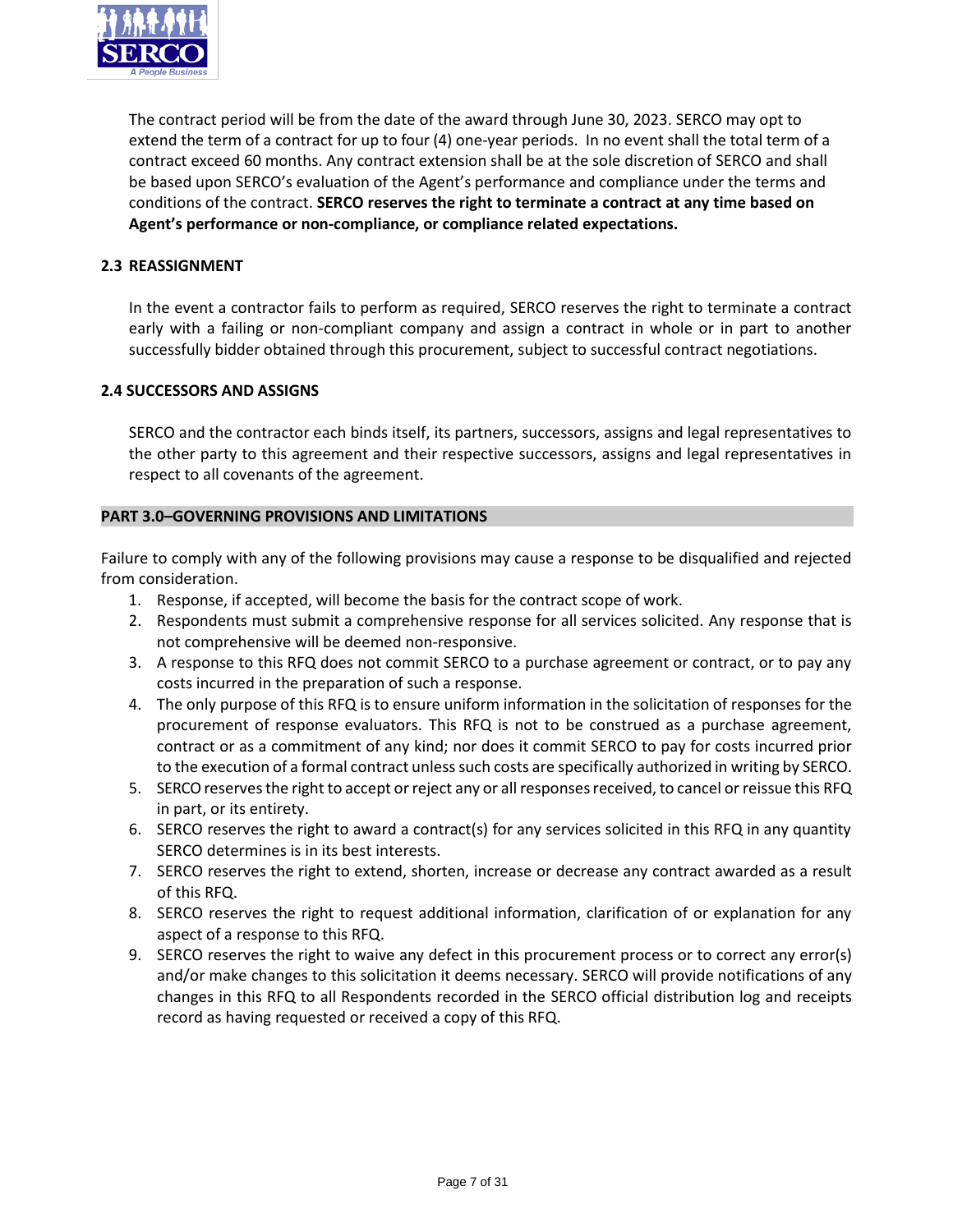The contract period will be from the date of the award through June 30, 2023. SERCO may opt to extend the term of a contract for up to four (4) one-year periods. In no event shall the total term of a contract exceed 60 months. Any contract extension shall be at the sole discretion of SERCO and shall be based upon SERCO's evaluation of the Agent's performance and compliance under the terms and conditions of the contract. **SERCO reserves the right to terminate a contract at any time based on Agent's performance or non-compliance, or compliance related expectations.**

### 2.3 REASSIGNMENT

In the event a contractor fails to perform as required, SERCO reserves the right to terminate a contract early with a failing or non-compliant company and assign a contract in whole or in part to another successfully bidder obtained through this procurement, subject to successful contract negotiations.

### 2.4 SUCCESSORS AND ASSIGNS

SERCO and the contractor each binds itself, its partners, successors, assigns and legal representatives to the other party to this agreement and their respective successors, assigns and legal representatives in respect to all covenants of the agreement.

## PART 3.0–GOVERNING PROVISIONS AND LIMITATIONS

Failure to comply with any of the following provisions may cause a response to be disqualified and rejected from consideration.

1. Response, if accepted, will become the basis for the contract scope of work.
2. Respondents must submit a comprehensive response for all services solicited. Any response that is not comprehensive will be deemed non-responsive.
3. A response to this RFQ does not commit SERCO to a purchase agreement or contract, or to pay any costs incurred in the preparation of such a response.
4. The only purpose of this RFQ is to ensure uniform information in the solicitation of responses for the procurement of response evaluators. This RFQ is not to be construed as a purchase agreement, contract or as a commitment of any kind; nor does it commit SERCO to pay for costs incurred prior to the execution of a formal contract unless such costs are specifically authorized in writing by SERCO.
5. SERCO reserves the right to accept or reject any or all responses received, to cancel or reissue this RFQ in part, or its entirety.
6. SERCO reserves the right to award a contract(s) for any services solicited in this RFQ in any quantity SERCO determines is in its best interests.
7. SERCO reserves the right to extend, shorten, increase or decrease any contract awarded as a result of this RFQ.
8. SERCO reserves the right to request additional information, clarification of or explanation for any aspect of a response to this RFQ.
9. SERCO reserves the right to waive any defect in this procurement process or to correct any error(s) and/or make changes to this solicitation it deems necessary. SERCO will provide notifications of any changes in this RFQ to all Respondents recorded in the SERCO official distribution log and receipts record as having requested or received a copy of this RFQ.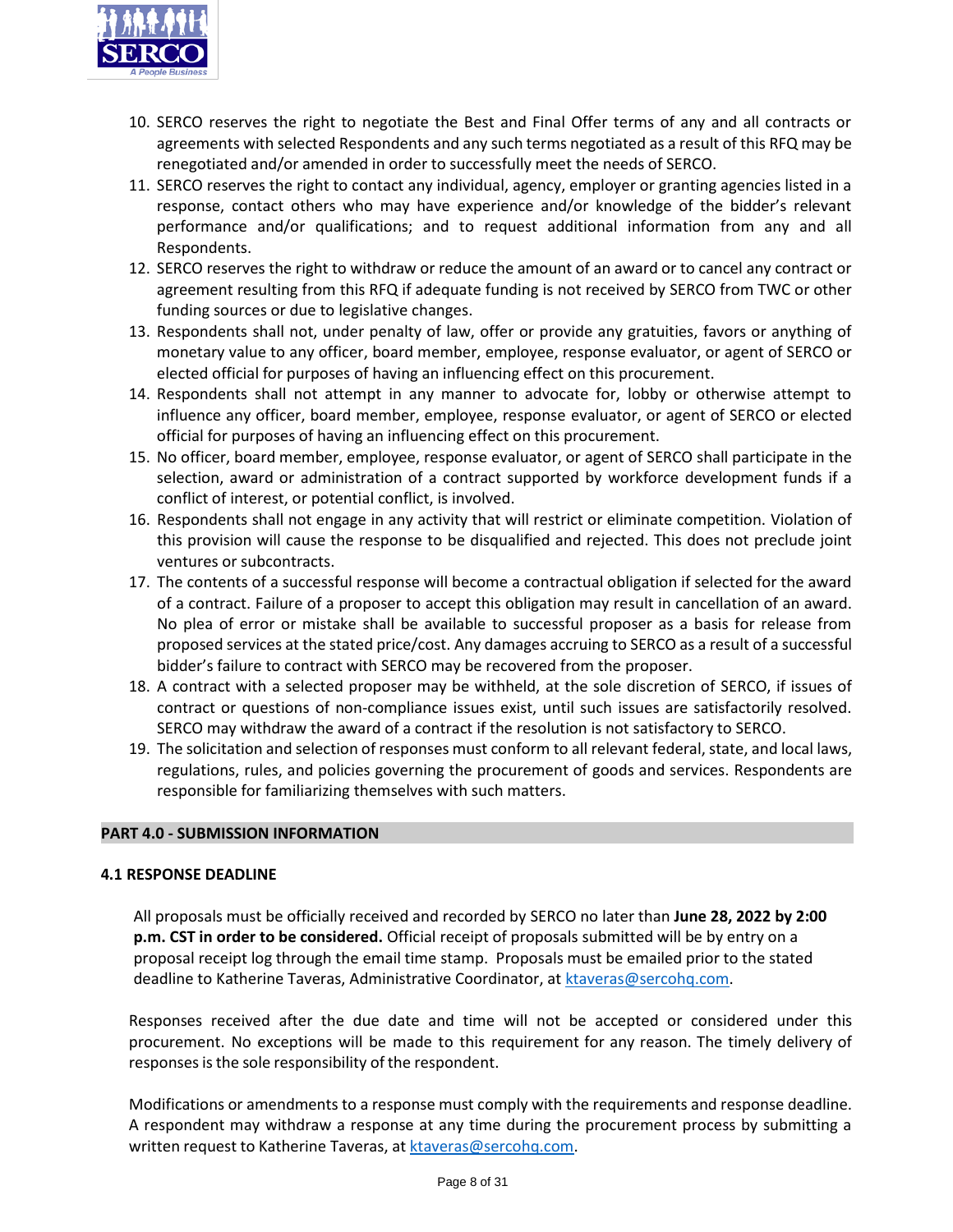10. SERCO reserves the right to negotiate the Best and Final Offer terms of any and all contracts or agreements with selected Respondents and any such terms negotiated as a result of this RFQ may be renegotiated and/or amended in order to successfully meet the needs of SERCO.
11. SERCO reserves the right to contact any individual, agency, employer or granting agencies listed in a response, contact others who may have experience and/or knowledge of the bidder's relevant performance and/or qualifications; and to request additional information from any and all Respondents.
12. SERCO reserves the right to withdraw or reduce the amount of an award or to cancel any contract or agreement resulting from this RFQ if adequate funding is not received by SERCO from TWC or other funding sources or due to legislative changes.
13. Respondents shall not, under penalty of law, offer or provide any gratuities, favors or anything of monetary value to any officer, board member, employee, response evaluator, or agent of SERCO or elected official for purposes of having an influencing effect on this procurement.
14. Respondents shall not attempt in any manner to advocate for, lobby or otherwise attempt to influence any officer, board member, employee, response evaluator, or agent of SERCO or elected official for purposes of having an influencing effect on this procurement.
15. No officer, board member, employee, response evaluator, or agent of SERCO shall participate in the selection, award or administration of a contract supported by workforce development funds if a conflict of interest, or potential conflict, is involved.
16. Respondents shall not engage in any activity that will restrict or eliminate competition. Violation of this provision will cause the response to be disqualified and rejected. This does not preclude joint ventures or subcontracts.
17. The contents of a successful response will become a contractual obligation if selected for the award of a contract. Failure of a proposer to accept this obligation may result in cancellation of an award. No plea of error or mistake shall be available to successful proposer as a basis for release from proposed services at the stated price/cost. Any damages accruing to SERCO as a result of a successful bidder's failure to contract with SERCO may be recovered from the proposer.
18. A contract with a selected proposer may be withheld, at the sole discretion of SERCO, if issues of contract or questions of non-compliance issues exist, until such issues are satisfactorily resolved. SERCO may withdraw the award of a contract if the resolution is not satisfactory to SERCO.
19. The solicitation and selection of responses must conform to all relevant federal, state, and local laws, regulations, rules, and policies governing the procurement of goods and services. Respondents are responsible for familiarizing themselves with such matters.

## PART 4.0 - SUBMISSION INFORMATION

### 4.1 RESPONSE DEADLINE

All proposals must be officially received and recorded by SERCO no later than **June 28, 2022 by 2:00 p.m. CST in order to be considered.** Official receipt of proposals submitted will be by entry on a proposal receipt log through the email time stamp. Proposals must be emailed prior to the stated deadline to Katherine Taveras, Administrative Coordinator, at ktaveras@sercohq.com.

Responses received after the due date and time will not be accepted or considered under this procurement. No exceptions will be made to this requirement for any reason. The timely delivery of responses is the sole responsibility of the respondent.

Modifications or amendments to a response must comply with the requirements and response deadline. A respondent may withdraw a response at any time during the procurement process by submitting a written request to Katherine Taveras, at ktaveras@sercohq.com.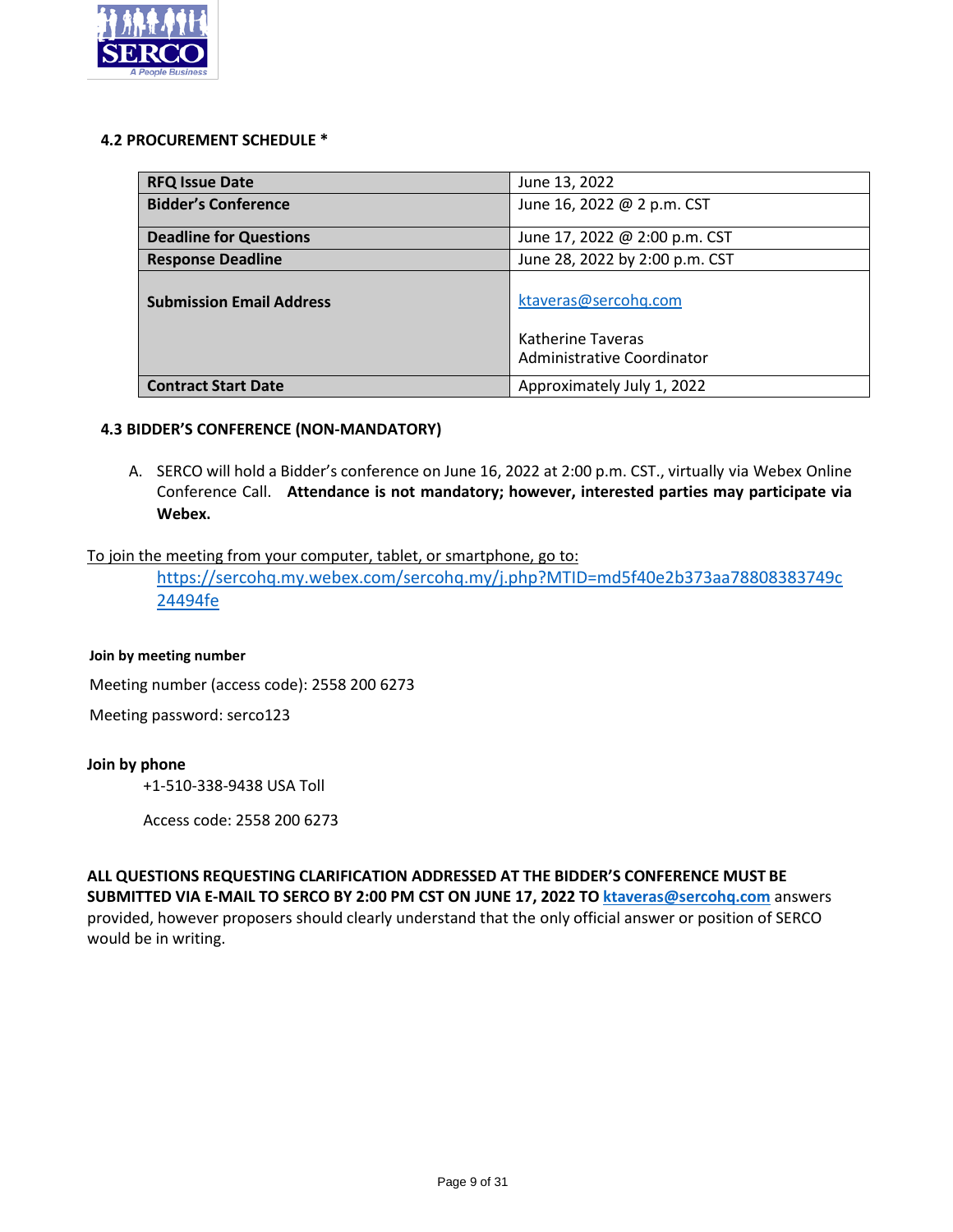### 4.2 PROCUREMENT SCHEDULE *

| | |
|---|---|
| **RFQ Issue Date** | June 13, 2022 |
| **Bidder's Conference** | June 16, 2022 @ 2 p.m. CST |
| **Deadline for Questions** | June 17, 2022 @ 2:00 p.m. CST |
| **Response Deadline** | June 28, 2022 by 2:00 p.m. CST |
| **Submission Email Address** | ktaveras@sercohq.com<br><br>Katherine Taveras<br>Administrative Coordinator |
| **Contract Start Date** | Approximately July 1, 2022 |

### 4.3 BIDDER'S CONFERENCE (NON-MANDATORY)

A. SERCO will hold a Bidder's conference on June 16, 2022 at 2:00 p.m. CST., virtually via Webex Online Conference Call. **Attendance is not mandatory; however, interested parties may participate via Webex.**

To join the meeting from your computer, tablet, or smartphone, go to:

https://sercohq.my.webex.com/sercohq.my/j.php?MTID=md5f40e2b373aa78808383749c24494fe

**Join by meeting number**

Meeting number (access code): 2558 200 6273

Meeting password: serco123

**Join by phone**

+1-510-338-9438 USA Toll

Access code: 2558 200 6273

**ALL QUESTIONS REQUESTING CLARIFICATION ADDRESSED AT THE BIDDER'S CONFERENCE MUST BE SUBMITTED VIA E-MAIL TO SERCO BY 2:00 PM CST ON JUNE 17, 2022 TO ktaveras@sercohq.com** answers provided, however proposers should clearly understand that the only official answer or position of SERCO would be in writing.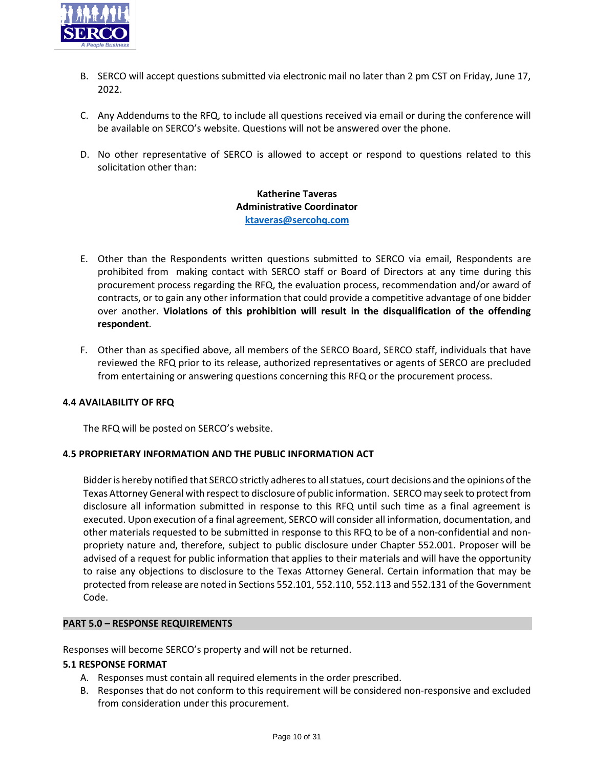B. SERCO will accept questions submitted via electronic mail no later than 2 pm CST on Friday, June 17, 2022.

C. Any Addendums to the RFQ, to include all questions received via email or during the conference will be available on SERCO's website. Questions will not be answered over the phone.

D. No other representative of SERCO is allowed to accept or respond to questions related to this solicitation other than:

**Katherine Taveras**
**Administrative Coordinator**
**ktaveras@sercohq.com**

E. Other than the Respondents written questions submitted to SERCO via email, Respondents are prohibited from making contact with SERCO staff or Board of Directors at any time during this procurement process regarding the RFQ, the evaluation process, recommendation and/or award of contracts, or to gain any other information that could provide a competitive advantage of one bidder over another. **Violations of this prohibition will result in the disqualification of the offending respondent**.

F. Other than as specified above, all members of the SERCO Board, SERCO staff, individuals that have reviewed the RFQ prior to its release, authorized representatives or agents of SERCO are precluded from entertaining or answering questions concerning this RFQ or the procurement process.

### 4.4 AVAILABILITY OF RFQ

The RFQ will be posted on SERCO's website.

### 4.5 PROPRIETARY INFORMATION AND THE PUBLIC INFORMATION ACT

Bidder is hereby notified that SERCO strictly adheres to all statues, court decisions and the opinions of the Texas Attorney General with respect to disclosure of public information. SERCO may seek to protect from disclosure all information submitted in response to this RFQ until such time as a final agreement is executed. Upon execution of a final agreement, SERCO will consider all information, documentation, and other materials requested to be submitted in response to this RFQ to be of a non-confidential and non-propriety nature and, therefore, subject to public disclosure under Chapter 552.001. Proposer will be advised of a request for public information that applies to their materials and will have the opportunity to raise any objections to disclosure to the Texas Attorney General. Certain information that may be protected from release are noted in Sections 552.101, 552.110, 552.113 and 552.131 of the Government Code.

## PART 5.0 – RESPONSE REQUIREMENTS

Responses will become SERCO's property and will not be returned.

### 5.1 RESPONSE FORMAT

A. Responses must contain all required elements in the order prescribed.
B. Responses that do not conform to this requirement will be considered non-responsive and excluded from consideration under this procurement.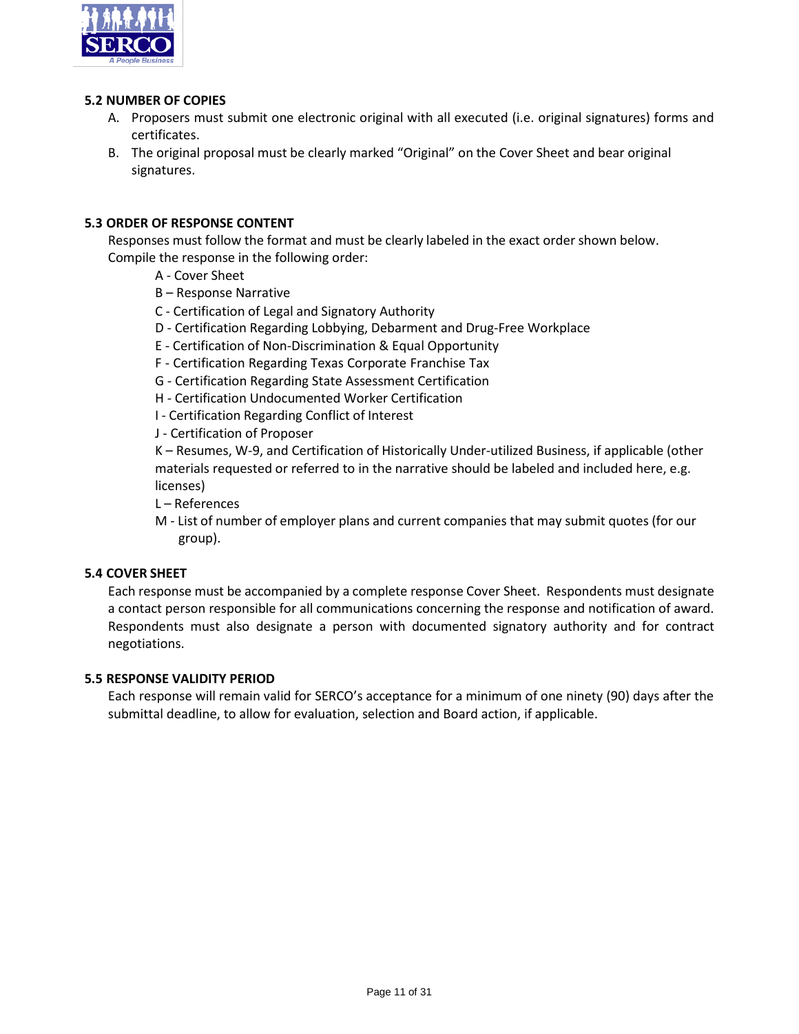### 5.2 NUMBER OF COPIES

A. Proposers must submit one electronic original with all executed (i.e. original signatures) forms and certificates.

B. The original proposal must be clearly marked "Original" on the Cover Sheet and bear original signatures.

### 5.3 ORDER OF RESPONSE CONTENT

Responses must follow the format and must be clearly labeled in the exact order shown below. Compile the response in the following order:

A - Cover Sheet
B – Response Narrative
C - Certification of Legal and Signatory Authority
D - Certification Regarding Lobbying, Debarment and Drug-Free Workplace
E - Certification of Non-Discrimination & Equal Opportunity
F - Certification Regarding Texas Corporate Franchise Tax
G - Certification Regarding State Assessment Certification
H - Certification Undocumented Worker Certification
I - Certification Regarding Conflict of Interest
J - Certification of Proposer
K – Resumes, W-9, and Certification of Historically Under-utilized Business, if applicable (other materials requested or referred to in the narrative should be labeled and included here, e.g. licenses)
L – References
M - List of number of employer plans and current companies that may submit quotes (for our group).

### 5.4 COVER SHEET

Each response must be accompanied by a complete response Cover Sheet. Respondents must designate a contact person responsible for all communications concerning the response and notification of award. Respondents must also designate a person with documented signatory authority and for contract negotiations.

### 5.5 RESPONSE VALIDITY PERIOD

Each response will remain valid for SERCO's acceptance for a minimum of one ninety (90) days after the submittal deadline, to allow for evaluation, selection and Board action, if applicable.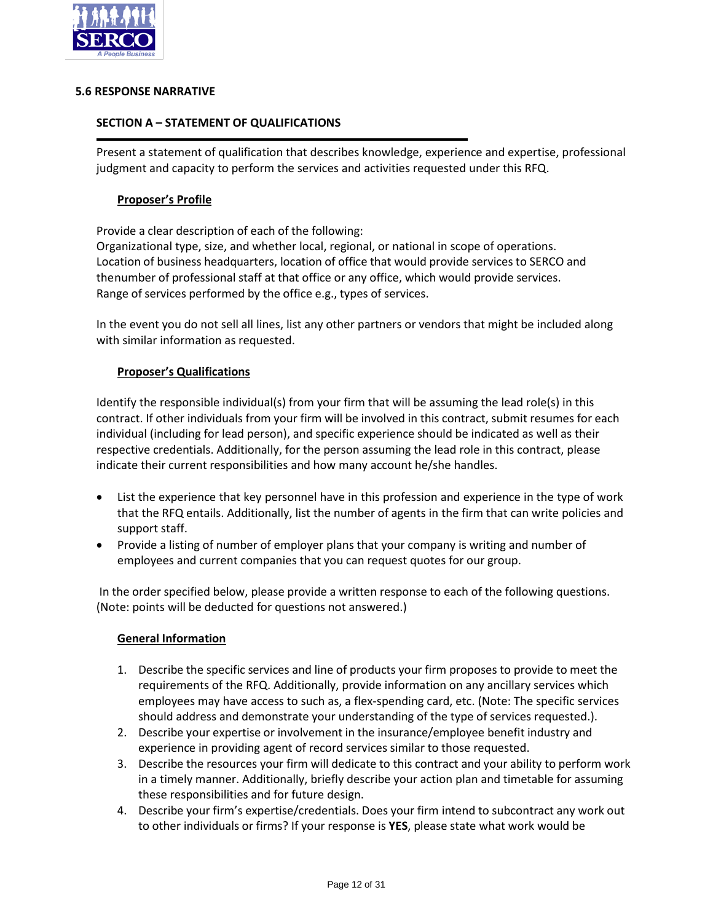## 5.6 RESPONSE NARRATIVE

### SECTION A – STATEMENT OF QUALIFICATIONS

Present a statement of qualification that describes knowledge, experience and expertise, professional judgment and capacity to perform the services and activities requested under this RFQ.

**Proposer's Profile**

Provide a clear description of each of the following:
Organizational type, size, and whether local, regional, or national in scope of operations.
Location of business headquarters, location of office that would provide services to SERCO and thenumber of professional staff at that office or any office, which would provide services.
Range of services performed by the office e.g., types of services.

In the event you do not sell all lines, list any other partners or vendors that might be included along with similar information as requested.

**Proposer's Qualifications**

Identify the responsible individual(s) from your firm that will be assuming the lead role(s) in this contract. If other individuals from your firm will be involved in this contract, submit resumes for each individual (including for lead person), and specific experience should be indicated as well as their respective credentials. Additionally, for the person assuming the lead role in this contract, please indicate their current responsibilities and how many account he/she handles.

- List the experience that key personnel have in this profession and experience in the type of work that the RFQ entails. Additionally, list the number of agents in the firm that can write policies and support staff.
- Provide a listing of number of employer plans that your company is writing and number of employees and current companies that you can request quotes for our group.

In the order specified below, please provide a written response to each of the following questions. (Note: points will be deducted for questions not answered.)

**General Information**

1. Describe the specific services and line of products your firm proposes to provide to meet the requirements of the RFQ. Additionally, provide information on any ancillary services which employees may have access to such as, a flex-spending card, etc. (Note: The specific services should address and demonstrate your understanding of the type of services requested.).
2. Describe your expertise or involvement in the insurance/employee benefit industry and experience in providing agent of record services similar to those requested.
3. Describe the resources your firm will dedicate to this contract and your ability to perform work in a timely manner. Additionally, briefly describe your action plan and timetable for assuming these responsibilities and for future design.
4. Describe your firm's expertise/credentials. Does your firm intend to subcontract any work out to other individuals or firms? If your response is **YES**, please state what work would be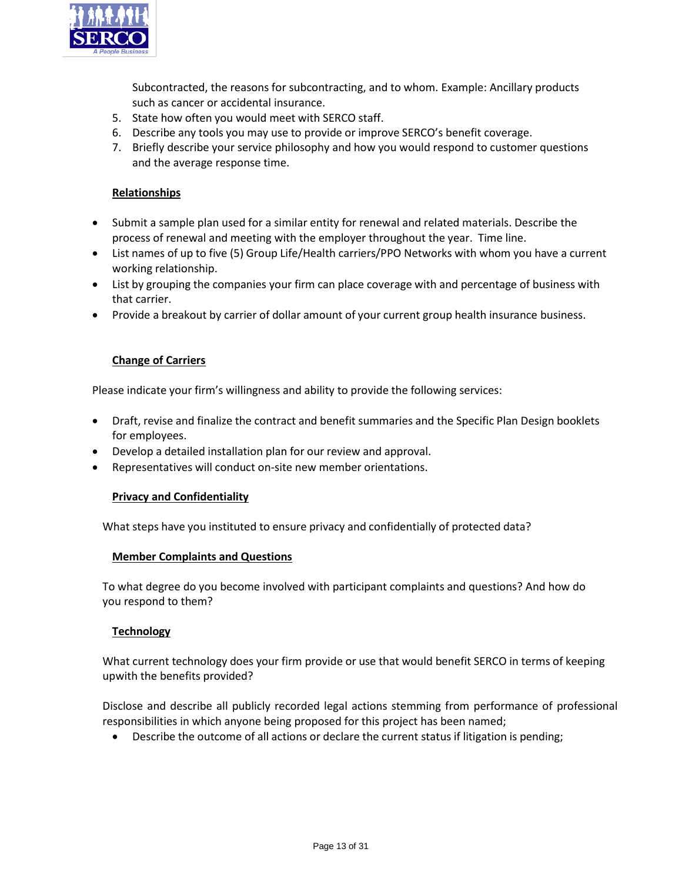Subcontracted, the reasons for subcontracting, and to whom. Example: Ancillary products such as cancer or accidental insurance.

5. State how often you would meet with SERCO staff.
6. Describe any tools you may use to provide or improve SERCO's benefit coverage.
7. Briefly describe your service philosophy and how you would respond to customer questions and the average response time.

**Relationships**

- Submit a sample plan used for a similar entity for renewal and related materials. Describe the process of renewal and meeting with the employer throughout the year. Time line.
- List names of up to five (5) Group Life/Health carriers/PPO Networks with whom you have a current working relationship.
- List by grouping the companies your firm can place coverage with and percentage of business with that carrier.
- Provide a breakout by carrier of dollar amount of your current group health insurance business.

**Change of Carriers**

Please indicate your firm's willingness and ability to provide the following services:

- Draft, revise and finalize the contract and benefit summaries and the Specific Plan Design booklets for employees.
- Develop a detailed installation plan for our review and approval.
- Representatives will conduct on-site new member orientations.

**Privacy and Confidentiality**

What steps have you instituted to ensure privacy and confidentially of protected data?

**Member Complaints and Questions**

To what degree do you become involved with participant complaints and questions? And how do you respond to them?

**Technology**

What current technology does your firm provide or use that would benefit SERCO in terms of keeping upwith the benefits provided?

Disclose and describe all publicly recorded legal actions stemming from performance of professional responsibilities in which anyone being proposed for this project has been named;

- Describe the outcome of all actions or declare the current status if litigation is pending;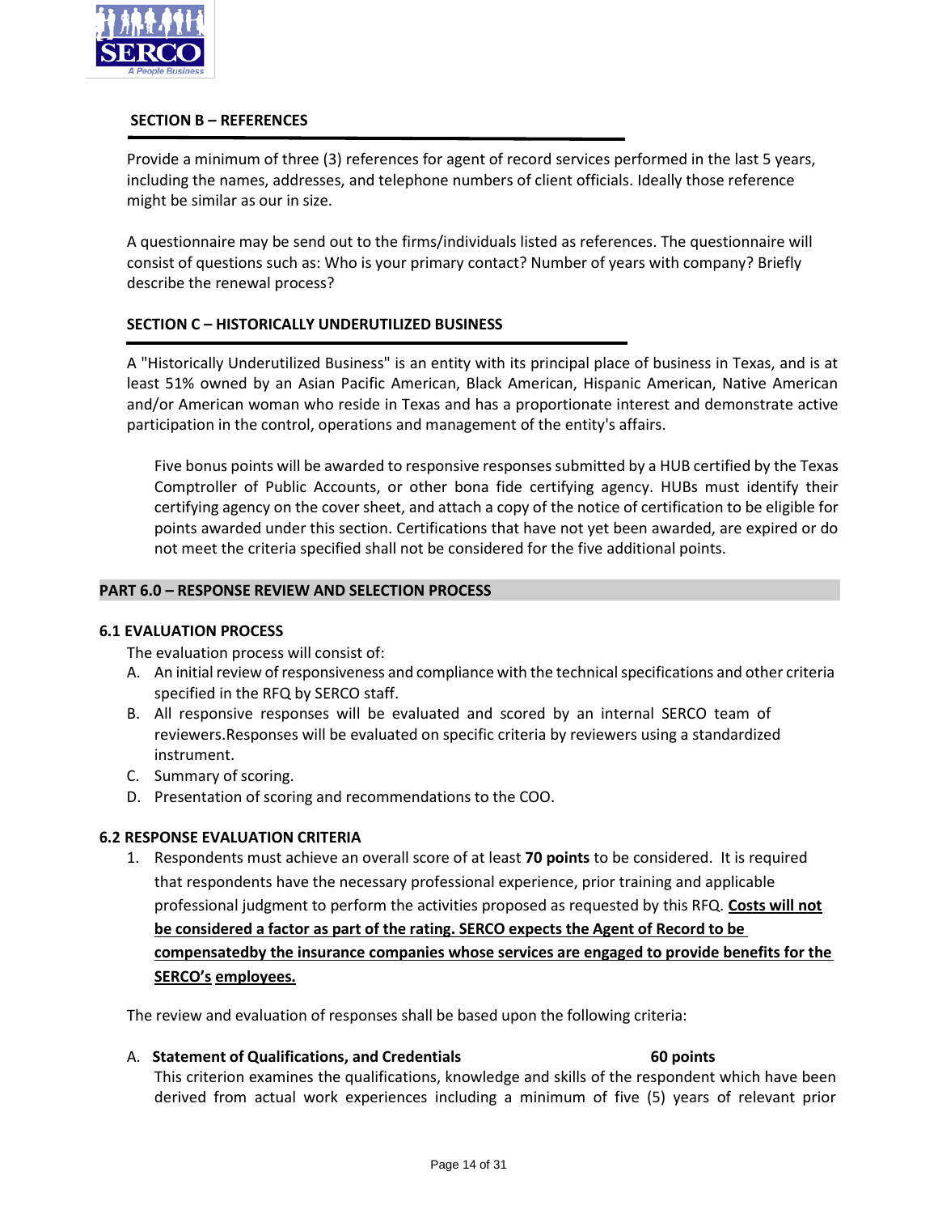## SECTION B – REFERENCES

Provide a minimum of three (3) references for agent of record services performed in the last 5 years, including the names, addresses, and telephone numbers of client officials. Ideally those reference might be similar as our in size.

A questionnaire may be send out to the firms/individuals listed as references. The questionnaire will consist of questions such as: Who is your primary contact? Number of years with company? Briefly describe the renewal process?

## SECTION C – HISTORICALLY UNDERUTILIZED BUSINESS

A "Historically Underutilized Business" is an entity with its principal place of business in Texas, and is at least 51% owned by an Asian Pacific American, Black American, Hispanic American, Native American and/or American woman who reside in Texas and has a proportionate interest and demonstrate active participation in the control, operations and management of the entity's affairs.

Five bonus points will be awarded to responsive responses submitted by a HUB certified by the Texas Comptroller of Public Accounts, or other bona fide certifying agency. HUBs must identify their certifying agency on the cover sheet, and attach a copy of the notice of certification to be eligible for points awarded under this section. Certifications that have not yet been awarded, are expired or do not meet the criteria specified shall not be considered for the five additional points.

## PART 6.0 – RESPONSE REVIEW AND SELECTION PROCESS

### 6.1 EVALUATION PROCESS

The evaluation process will consist of:

A. An initial review of responsiveness and compliance with the technical specifications and other criteria specified in the RFQ by SERCO staff.
B. All responsive responses will be evaluated and scored by an internal SERCO team of reviewers.Responses will be evaluated on specific criteria by reviewers using a standardized instrument.
C. Summary of scoring.
D. Presentation of scoring and recommendations to the COO.

### 6.2 RESPONSE EVALUATION CRITERIA

1. Respondents must achieve an overall score of at least **70 points** to be considered. It is required that respondents have the necessary professional experience, prior training and applicable professional judgment to perform the activities proposed as requested by this RFQ. **Costs will not be considered a factor as part of the rating. SERCO expects the Agent of Record to be compensatedby the insurance companies whose services are engaged to provide benefits for the SERCO's employees.**

The review and evaluation of responses shall be based upon the following criteria:

A. **Statement of Qualifications, and Credentials** **60 points**
This criterion examines the qualifications, knowledge and skills of the respondent which have been derived from actual work experiences including a minimum of five (5) years of relevant prior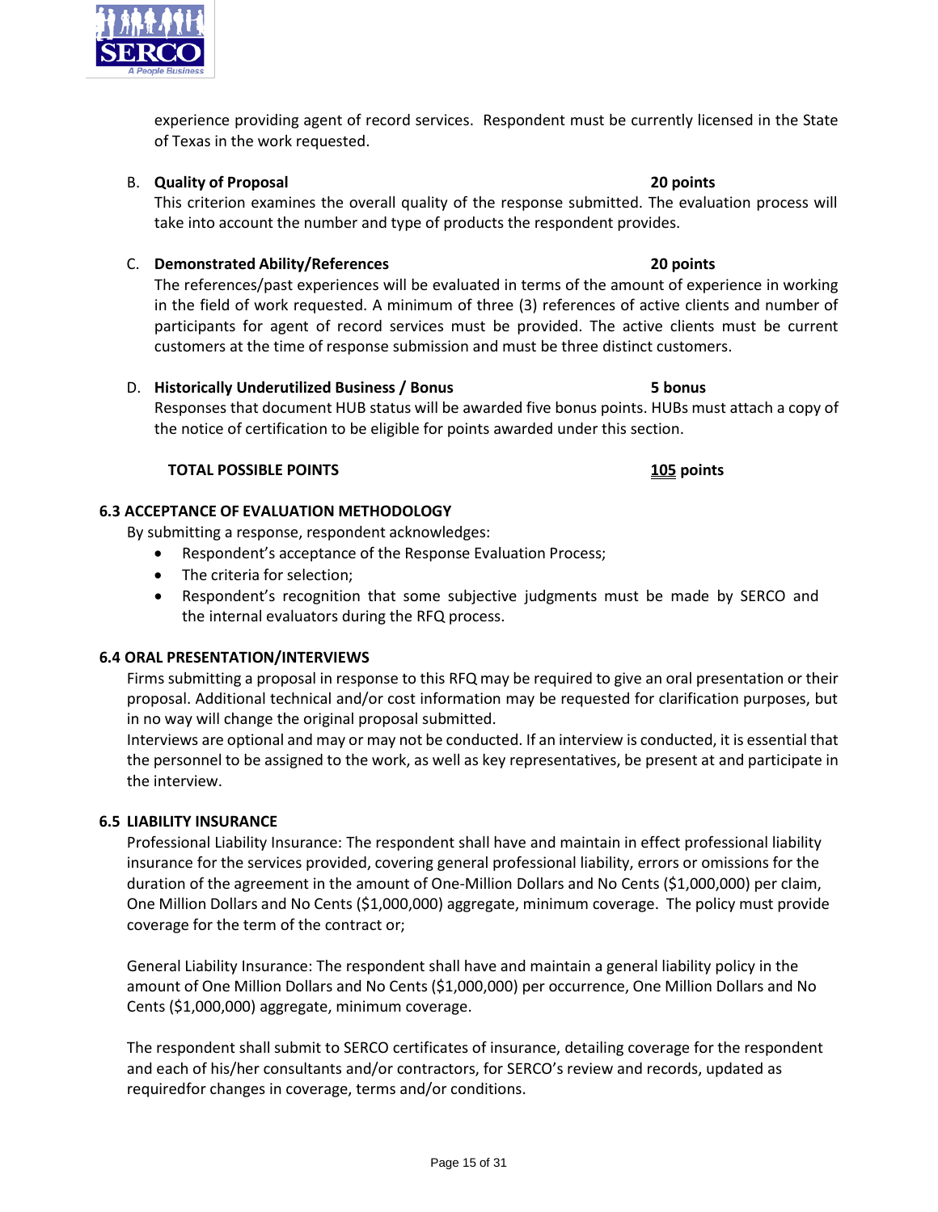experience providing agent of record services. Respondent must be currently licensed in the State of Texas in the work requested.

B. **Quality of Proposal** **20 points**
This criterion examines the overall quality of the response submitted. The evaluation process will take into account the number and type of products the respondent provides.

C. **Demonstrated Ability/References** **20 points**
The references/past experiences will be evaluated in terms of the amount of experience in working in the field of work requested. A minimum of three (3) references of active clients and number of participants for agent of record services must be provided. The active clients must be current customers at the time of response submission and must be three distinct customers.

D. **Historically Underutilized Business / Bonus** **5 bonus**
Responses that document HUB status will be awarded five bonus points. HUBs must attach a copy of the notice of certification to be eligible for points awarded under this section.

**TOTAL POSSIBLE POINTS** **105 points**

### 6.3 ACCEPTANCE OF EVALUATION METHODOLOGY

By submitting a response, respondent acknowledges:

- Respondent's acceptance of the Response Evaluation Process;
- The criteria for selection;
- Respondent's recognition that some subjective judgments must be made by SERCO and the internal evaluators during the RFQ process.

### 6.4 ORAL PRESENTATION/INTERVIEWS

Firms submitting a proposal in response to this RFQ may be required to give an oral presentation or their proposal. Additional technical and/or cost information may be requested for clarification purposes, but in no way will change the original proposal submitted.

Interviews are optional and may or may not be conducted. If an interview is conducted, it is essential that the personnel to be assigned to the work, as well as key representatives, be present at and participate in the interview.

### 6.5 LIABILITY INSURANCE

Professional Liability Insurance: The respondent shall have and maintain in effect professional liability insurance for the services provided, covering general professional liability, errors or omissions for the duration of the agreement in the amount of One-Million Dollars and No Cents ($1,000,000) per claim, One Million Dollars and No Cents ($1,000,000) aggregate, minimum coverage. The policy must provide coverage for the term of the contract or;

General Liability Insurance: The respondent shall have and maintain a general liability policy in the amount of One Million Dollars and No Cents ($1,000,000) per occurrence, One Million Dollars and No Cents ($1,000,000) aggregate, minimum coverage.

The respondent shall submit to SERCO certificates of insurance, detailing coverage for the respondent and each of his/her consultants and/or contractors, for SERCO's review and records, updated as requiredfor changes in coverage, terms and/or conditions.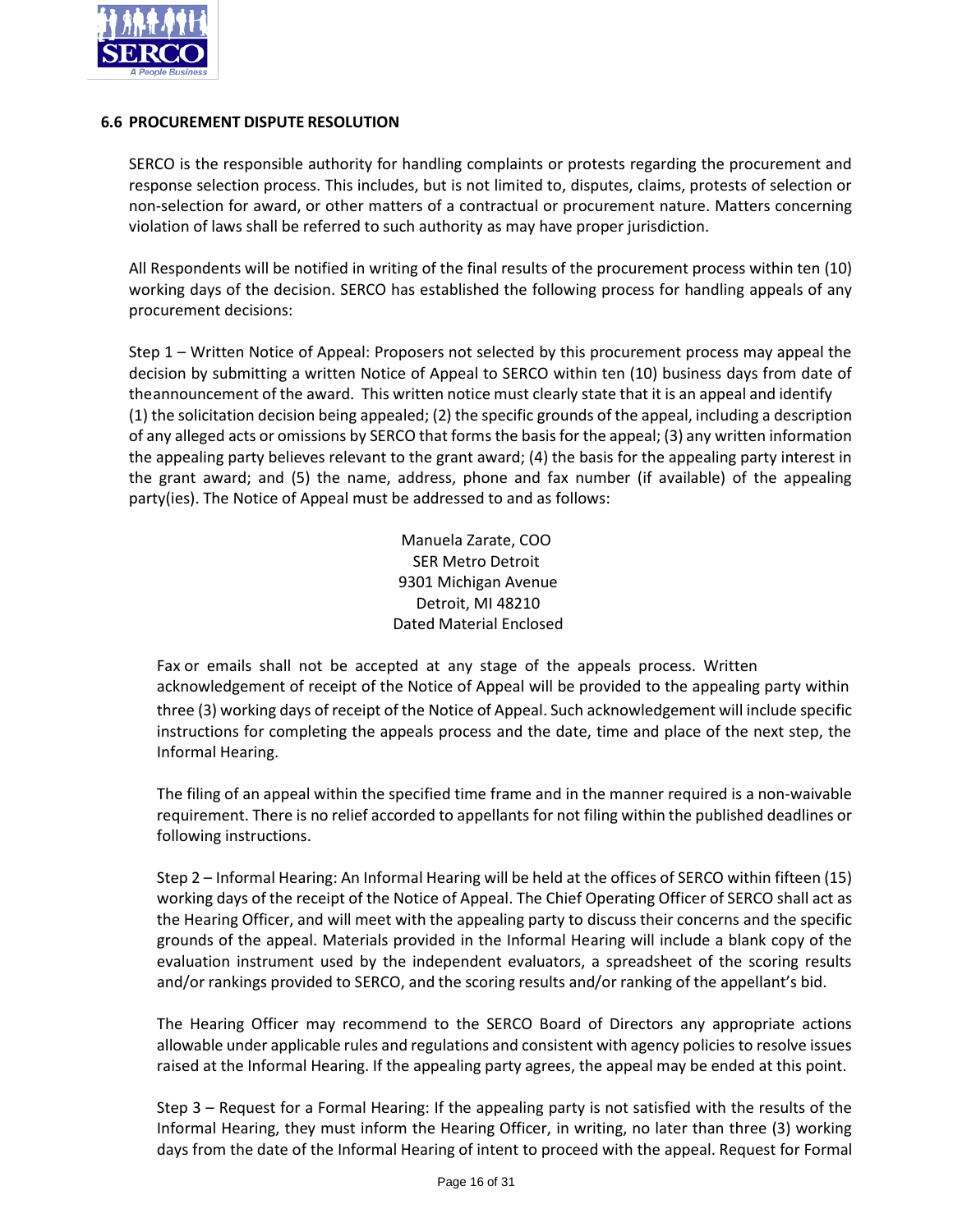### 6.6 PROCUREMENT DISPUTE RESOLUTION

SERCO is the responsible authority for handling complaints or protests regarding the procurement and response selection process. This includes, but is not limited to, disputes, claims, protests of selection or non-selection for award, or other matters of a contractual or procurement nature. Matters concerning violation of laws shall be referred to such authority as may have proper jurisdiction.

All Respondents will be notified in writing of the final results of the procurement process within ten (10) working days of the decision. SERCO has established the following process for handling appeals of any procurement decisions:

Step 1 – Written Notice of Appeal: Proposers not selected by this procurement process may appeal the decision by submitting a written Notice of Appeal to SERCO within ten (10) business days from date of theannouncement of the award. This written notice must clearly state that it is an appeal and identify (1) the solicitation decision being appealed; (2) the specific grounds of the appeal, including a description of any alleged acts or omissions by SERCO that forms the basis for the appeal; (3) any written information the appealing party believes relevant to the grant award; (4) the basis for the appealing party interest in the grant award; and (5) the name, address, phone and fax number (if available) of the appealing party(ies). The Notice of Appeal must be addressed to and as follows:

Manuela Zarate, COO
SER Metro Detroit
9301 Michigan Avenue
Detroit, MI 48210
Dated Material Enclosed

Fax or emails shall not be accepted at any stage of the appeals process. Written acknowledgement of receipt of the Notice of Appeal will be provided to the appealing party within three (3) working days of receipt of the Notice of Appeal. Such acknowledgement will include specific instructions for completing the appeals process and the date, time and place of the next step, the Informal Hearing.

The filing of an appeal within the specified time frame and in the manner required is a non-waivable requirement. There is no relief accorded to appellants for not filing within the published deadlines or following instructions.

Step 2 – Informal Hearing: An Informal Hearing will be held at the offices of SERCO within fifteen (15) working days of the receipt of the Notice of Appeal. The Chief Operating Officer of SERCO shall act as the Hearing Officer, and will meet with the appealing party to discuss their concerns and the specific grounds of the appeal. Materials provided in the Informal Hearing will include a blank copy of the evaluation instrument used by the independent evaluators, a spreadsheet of the scoring results and/or rankings provided to SERCO, and the scoring results and/or ranking of the appellant's bid.

The Hearing Officer may recommend to the SERCO Board of Directors any appropriate actions allowable under applicable rules and regulations and consistent with agency policies to resolve issues raised at the Informal Hearing. If the appealing party agrees, the appeal may be ended at this point.

Step 3 – Request for a Formal Hearing: If the appealing party is not satisfied with the results of the Informal Hearing, they must inform the Hearing Officer, in writing, no later than three (3) working days from the date of the Informal Hearing of intent to proceed with the appeal. Request for Formal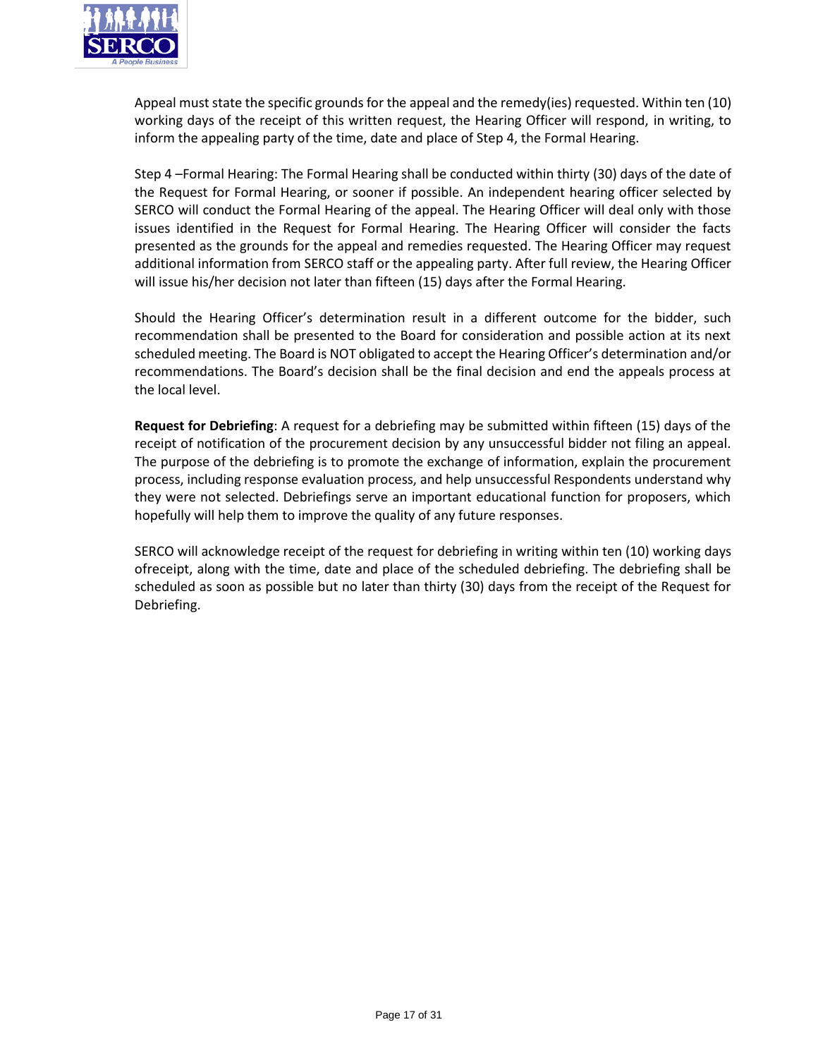Appeal must state the specific grounds for the appeal and the remedy(ies) requested. Within ten (10) working days of the receipt of this written request, the Hearing Officer will respond, in writing, to inform the appealing party of the time, date and place of Step 4, the Formal Hearing.

Step 4 –Formal Hearing: The Formal Hearing shall be conducted within thirty (30) days of the date of the Request for Formal Hearing, or sooner if possible. An independent hearing officer selected by SERCO will conduct the Formal Hearing of the appeal. The Hearing Officer will deal only with those issues identified in the Request for Formal Hearing. The Hearing Officer will consider the facts presented as the grounds for the appeal and remedies requested. The Hearing Officer may request additional information from SERCO staff or the appealing party. After full review, the Hearing Officer will issue his/her decision not later than fifteen (15) days after the Formal Hearing.

Should the Hearing Officer's determination result in a different outcome for the bidder, such recommendation shall be presented to the Board for consideration and possible action at its next scheduled meeting. The Board is NOT obligated to accept the Hearing Officer's determination and/or recommendations. The Board's decision shall be the final decision and end the appeals process at the local level.

**Request for Debriefing**: A request for a debriefing may be submitted within fifteen (15) days of the receipt of notification of the procurement decision by any unsuccessful bidder not filing an appeal. The purpose of the debriefing is to promote the exchange of information, explain the procurement process, including response evaluation process, and help unsuccessful Respondents understand why they were not selected. Debriefings serve an important educational function for proposers, which hopefully will help them to improve the quality of any future responses.

SERCO will acknowledge receipt of the request for debriefing in writing within ten (10) working days ofreceipt, along with the time, date and place of the scheduled debriefing. The debriefing shall be scheduled as soon as possible but no later than thirty (30) days from the receipt of the Request for Debriefing.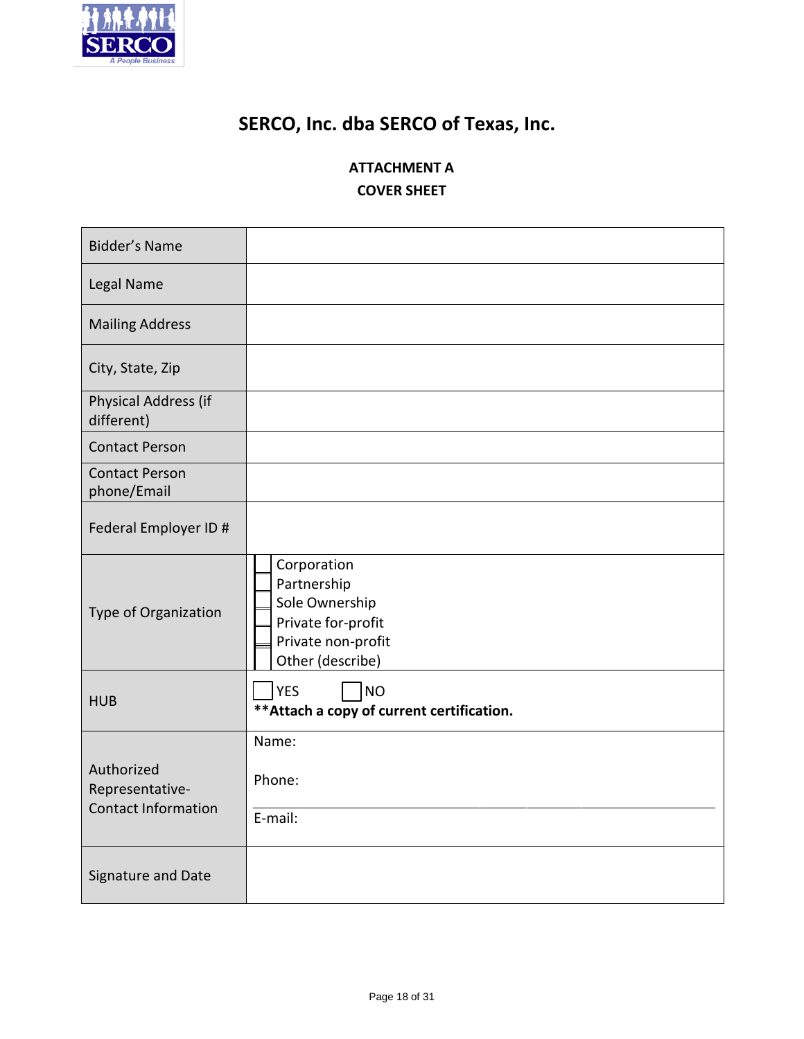# SERCO, Inc. dba SERCO of Texas, Inc.

### ATTACHMENT A
### COVER SHEET

| | |
|---|---|
| Bidder's Name | |
| Legal Name | |
| Mailing Address | |
| City, State, Zip | |
| Physical Address (if different) | |
| Contact Person | |
| Contact Person phone/Email | |
| Federal Employer ID # | |
| Type of Organization | ☐ Corporation<br>☐ Partnership<br>☐ Sole Ownership<br>☐ Private for-profit<br>☐ Private non-profit<br>☐ Other (describe) |
| HUB | ☐ YES ☐ NO<br>**Attach a copy of current certification.** |
| Authorized Representative-Contact Information | Name:<br><br>Phone:<br><br>E-mail: |
| Signature and Date | |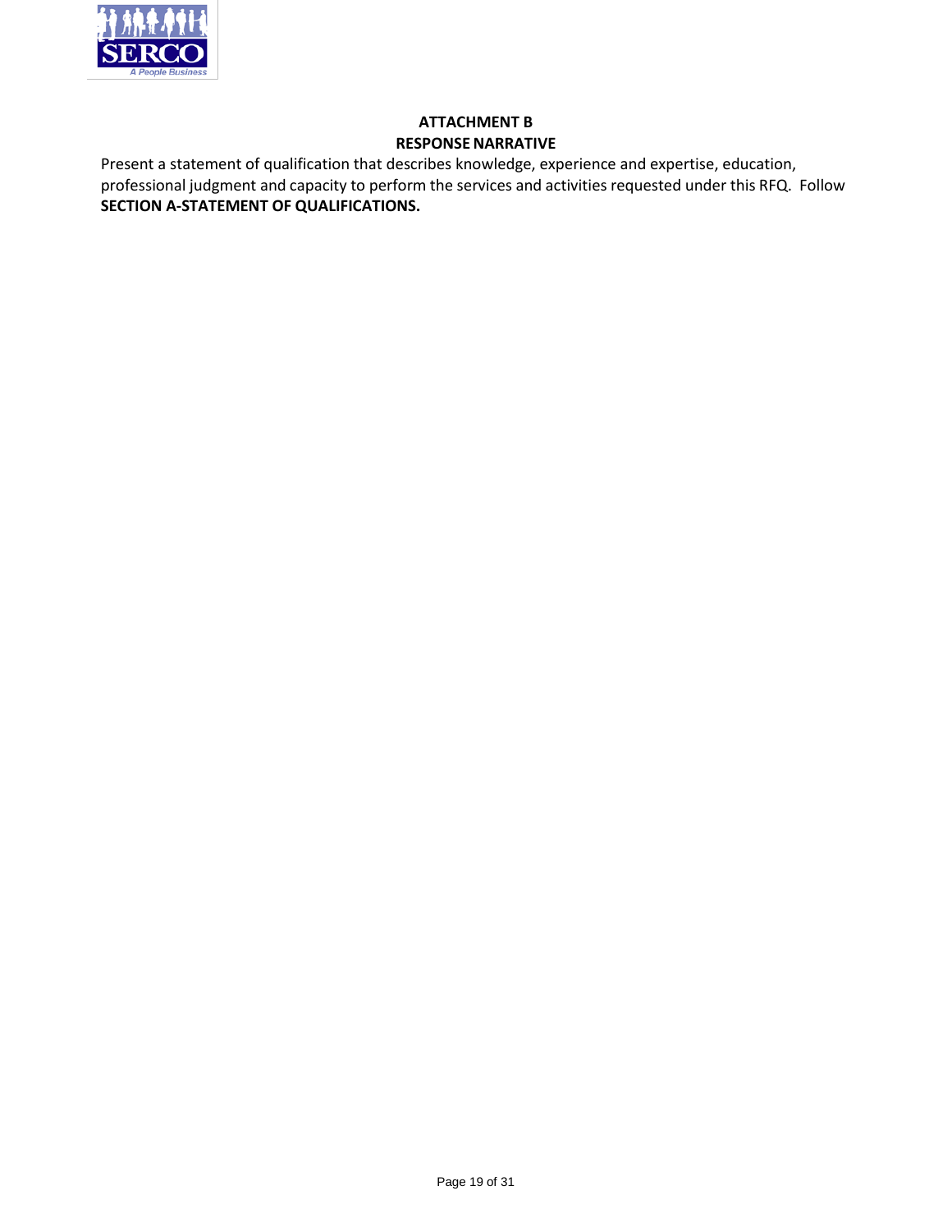# ATTACHMENT B
## RESPONSE NARRATIVE

Present a statement of qualification that describes knowledge, experience and expertise, education, professional judgment and capacity to perform the services and activities requested under this RFQ. Follow **SECTION A-STATEMENT OF QUALIFICATIONS.**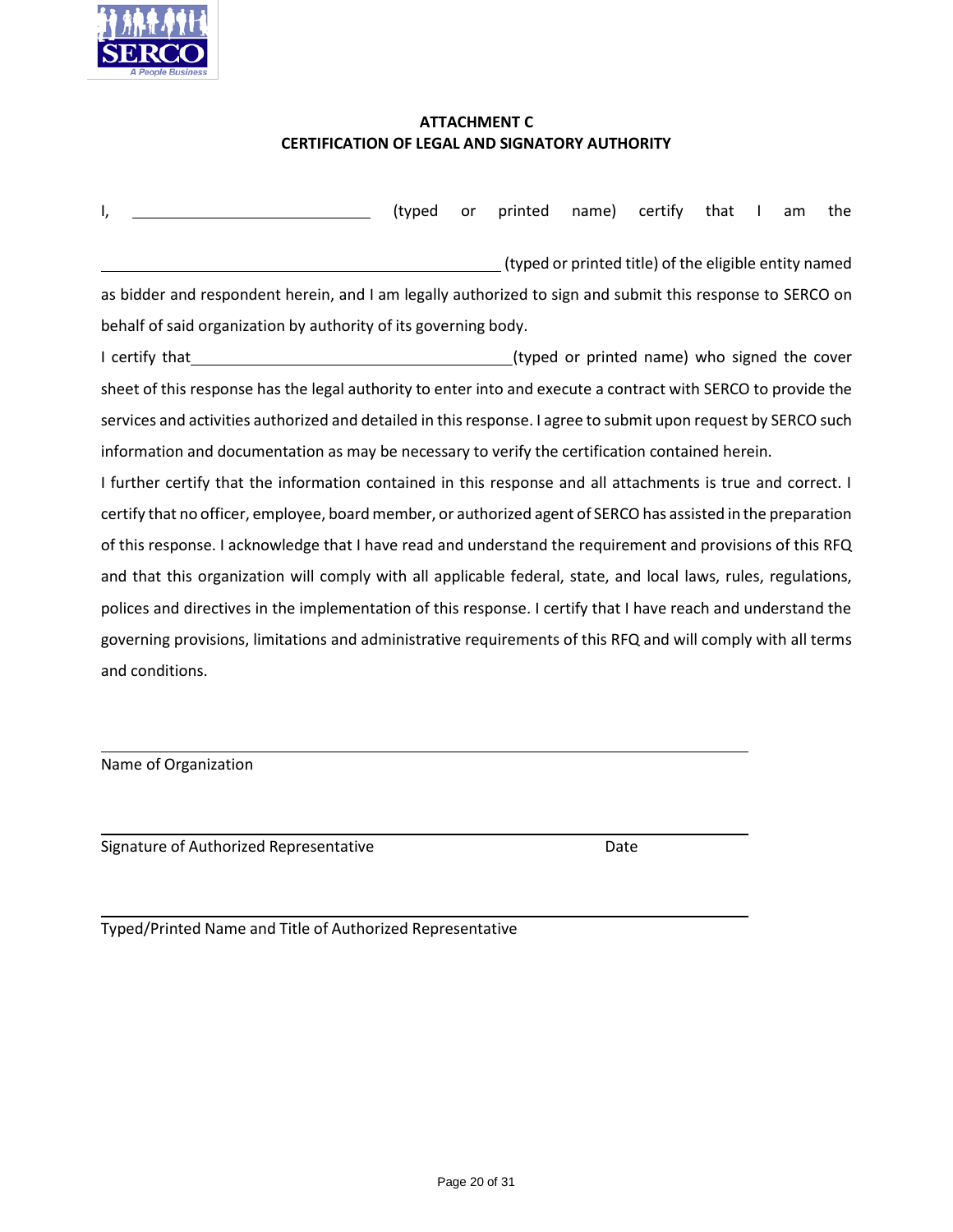**ATTACHMENT C**
**CERTIFICATION OF LEGAL AND SIGNATORY AUTHORITY**

I, ______________________________ (typed or printed name) certify that I am the ______________________________________________ (typed or printed title) of the eligible entity named as bidder and respondent herein, and I am legally authorized to sign and submit this response to SERCO on behalf of said organization by authority of its governing body.

I certify that ________________________________________ (typed or printed name) who signed the cover sheet of this response has the legal authority to enter into and execute a contract with SERCO to provide the services and activities authorized and detailed in this response. I agree to submit upon request by SERCO such information and documentation as may be necessary to verify the certification contained herein.

I further certify that the information contained in this response and all attachments is true and correct. I certify that no officer, employee, board member, or authorized agent of SERCO has assisted in the preparation of this response. I acknowledge that I have read and understand the requirement and provisions of this RFQ and that this organization will comply with all applicable federal, state, and local laws, rules, regulations, polices and directives in the implementation of this response. I certify that I have reach and understand the governing provisions, limitations and administrative requirements of this RFQ and will comply with all terms and conditions.

______________________________________________________________
Name of Organization

______________________________________________________________
Signature of Authorized Representative                                        Date

______________________________________________________________
Typed/Printed Name and Title of Authorized Representative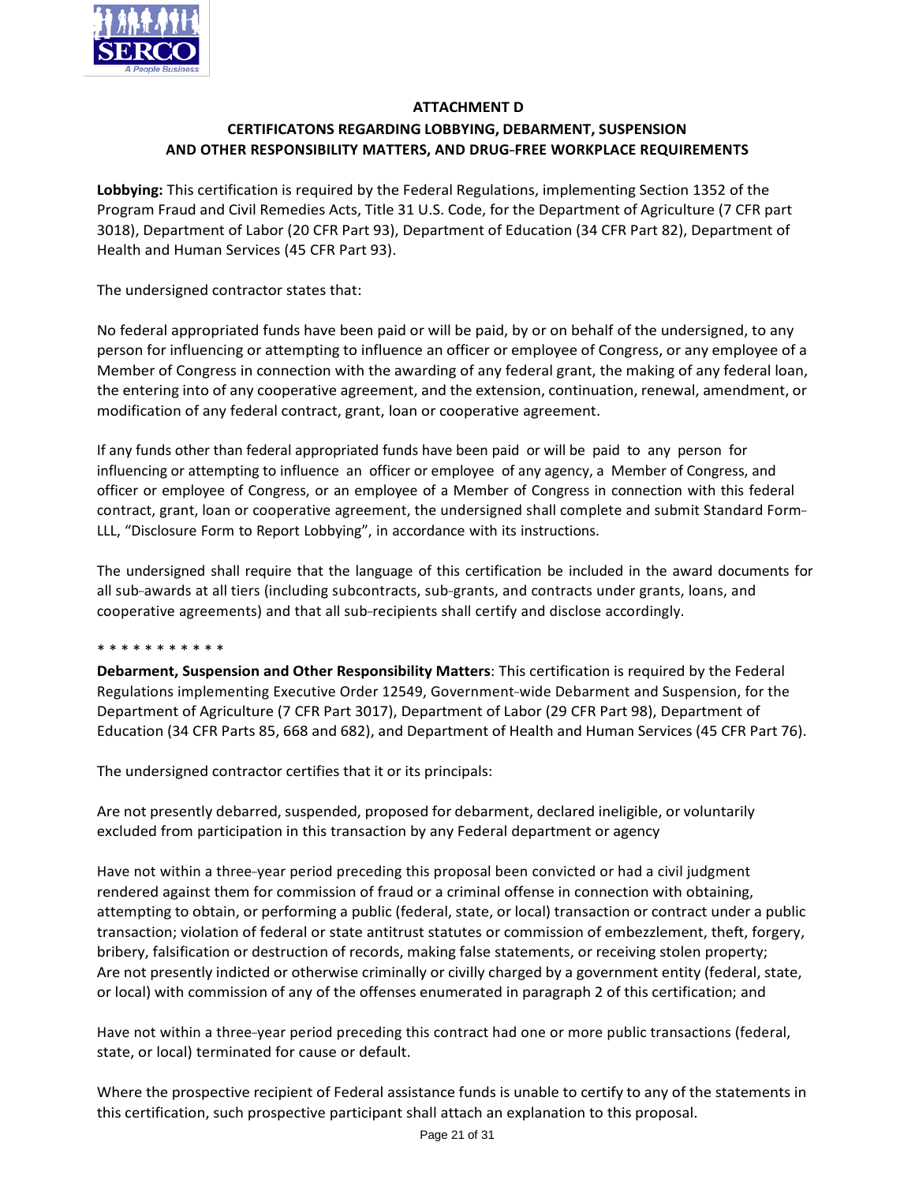**ATTACHMENT D**

**CERTIFICATONS REGARDING LOBBYING, DEBARMENT, SUSPENSION AND OTHER RESPONSIBILITY MATTERS, AND DRUG-FREE WORKPLACE REQUIREMENTS**

**Lobbying:** This certification is required by the Federal Regulations, implementing Section 1352 of the Program Fraud and Civil Remedies Acts, Title 31 U.S. Code, for the Department of Agriculture (7 CFR part 3018), Department of Labor (20 CFR Part 93), Department of Education (34 CFR Part 82), Department of Health and Human Services (45 CFR Part 93).

The undersigned contractor states that:

No federal appropriated funds have been paid or will be paid, by or on behalf of the undersigned, to any person for influencing or attempting to influence an officer or employee of Congress, or any employee of a Member of Congress in connection with the awarding of any federal grant, the making of any federal loan, the entering into of any cooperative agreement, and the extension, continuation, renewal, amendment, or modification of any federal contract, grant, loan or cooperative agreement.

If any funds other than federal appropriated funds have been paid or will be paid to any person for influencing or attempting to influence an officer or employee of any agency, a Member of Congress, and officer or employee of Congress, or an employee of a Member of Congress in connection with this federal contract, grant, loan or cooperative agreement, the undersigned shall complete and submit Standard Form-LLL, "Disclosure Form to Report Lobbying", in accordance with its instructions.

The undersigned shall require that the language of this certification be included in the award documents for all sub-awards at all tiers (including subcontracts, sub-grants, and contracts under grants, loans, and cooperative agreements) and that all sub-recipients shall certify and disclose accordingly.

* * * * * * * * * * *

**Debarment, Suspension and Other Responsibility Matters**: This certification is required by the Federal Regulations implementing Executive Order 12549, Government-wide Debarment and Suspension, for the Department of Agriculture (7 CFR Part 3017), Department of Labor (29 CFR Part 98), Department of Education (34 CFR Parts 85, 668 and 682), and Department of Health and Human Services (45 CFR Part 76).

The undersigned contractor certifies that it or its principals:

Are not presently debarred, suspended, proposed for debarment, declared ineligible, or voluntarily excluded from participation in this transaction by any Federal department or agency

Have not within a three-year period preceding this proposal been convicted or had a civil judgment rendered against them for commission of fraud or a criminal offense in connection with obtaining, attempting to obtain, or performing a public (federal, state, or local) transaction or contract under a public transaction; violation of federal or state antitrust statutes or commission of embezzlement, theft, forgery, bribery, falsification or destruction of records, making false statements, or receiving stolen property; Are not presently indicted or otherwise criminally or civilly charged by a government entity (federal, state, or local) with commission of any of the offenses enumerated in paragraph 2 of this certification; and

Have not within a three-year period preceding this contract had one or more public transactions (federal, state, or local) terminated for cause or default.

Where the prospective recipient of Federal assistance funds is unable to certify to any of the statements in this certification, such prospective participant shall attach an explanation to this proposal.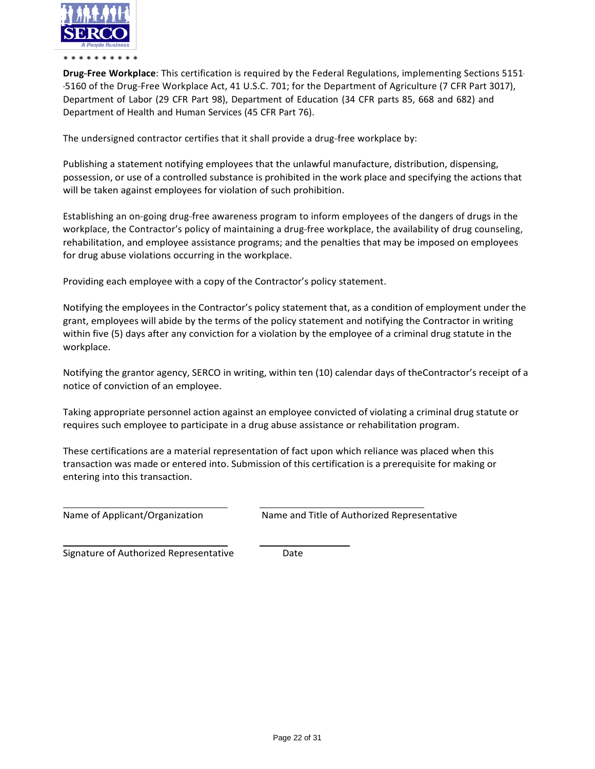* * * * * * * * * *

**Drug-Free Workplace**: This certification is required by the Federal Regulations, implementing Sections 5151-5160 of the Drug-Free Workplace Act, 41 U.S.C. 701; for the Department of Agriculture (7 CFR Part 3017), Department of Labor (29 CFR Part 98), Department of Education (34 CFR parts 85, 668 and 682) and Department of Health and Human Services (45 CFR Part 76).

The undersigned contractor certifies that it shall provide a drug-free workplace by:

Publishing a statement notifying employees that the unlawful manufacture, distribution, dispensing, possession, or use of a controlled substance is prohibited in the work place and specifying the actions that will be taken against employees for violation of such prohibition.

Establishing an on-going drug-free awareness program to inform employees of the dangers of drugs in the workplace, the Contractor's policy of maintaining a drug-free workplace, the availability of drug counseling, rehabilitation, and employee assistance programs; and the penalties that may be imposed on employees for drug abuse violations occurring in the workplace.

Providing each employee with a copy of the Contractor's policy statement.

Notifying the employees in the Contractor's policy statement that, as a condition of employment under the grant, employees will abide by the terms of the policy statement and notifying the Contractor in writing within five (5) days after any conviction for a violation by the employee of a criminal drug statute in the workplace.

Notifying the grantor agency, SERCO in writing, within ten (10) calendar days of theContractor's receipt of a notice of conviction of an employee.

Taking appropriate personnel action against an employee convicted of violating a criminal drug statute or requires such employee to participate in a drug abuse assistance or rehabilitation program.

These certifications are a material representation of fact upon which reliance was placed when this transaction was made or entered into. Submission of this certification is a prerequisite for making or entering into this transaction.

\_\_\_\_\_\_\_\_\_\_\_\_\_\_\_\_\_\_\_\_\_\_\_\_\_\_\_\_\_\_ \_\_\_\_\_\_\_\_\_\_\_\_\_\_\_\_\_\_\_\_\_\_\_\_\_\_\_\_\_\_

Name of Applicant/Organization     Name and Title of Authorized Representative

\_\_\_\_\_\_\_\_\_\_\_\_\_\_\_\_\_\_\_\_\_\_\_\_\_\_\_\_\_\_ \_\_\_\_\_\_\_\_\_\_\_\_\_\_\_\_

Signature of Authorized Representative     Date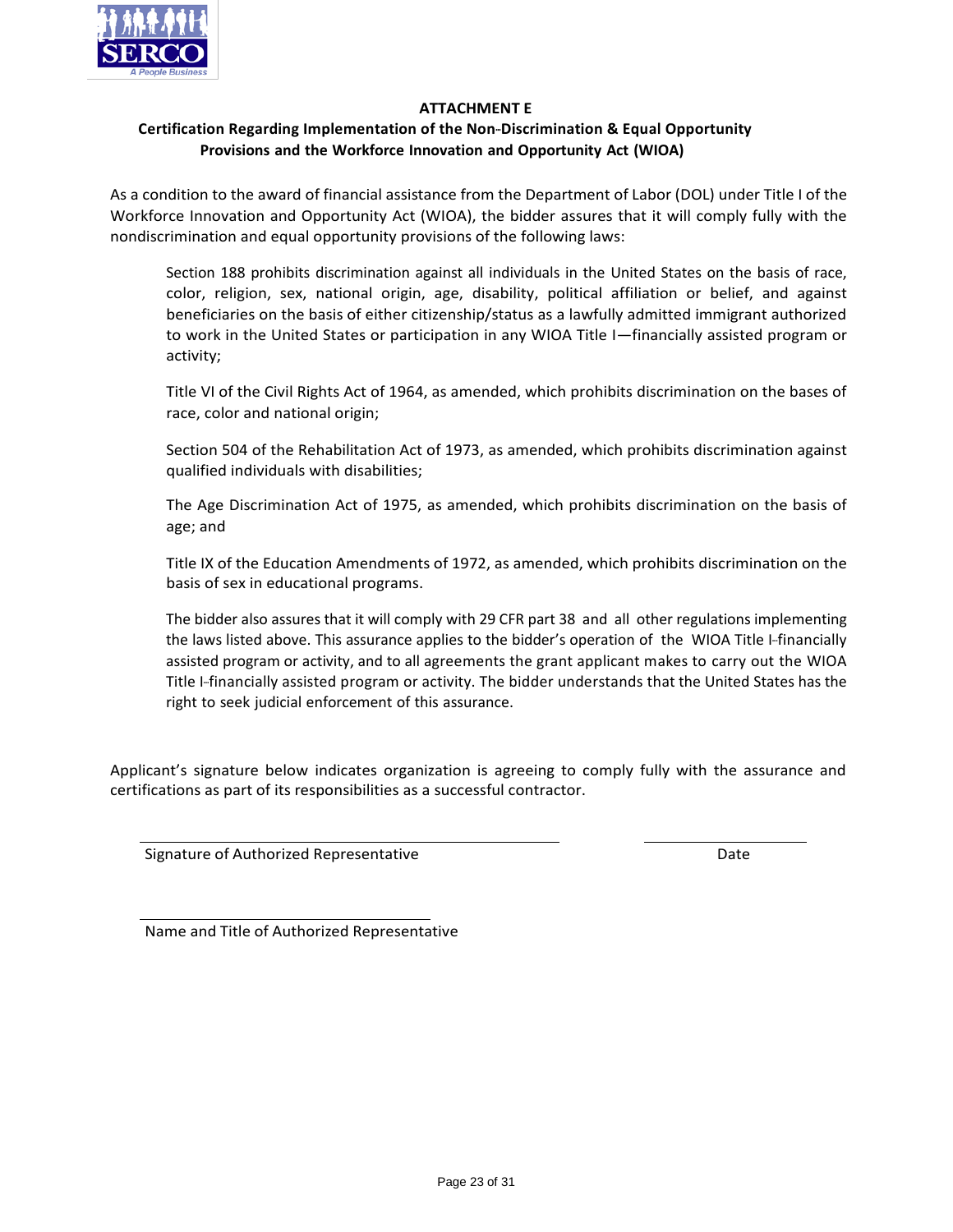## ATTACHMENT E

### Certification Regarding Implementation of the Non-Discrimination & Equal Opportunity Provisions and the Workforce Innovation and Opportunity Act (WIOA)

As a condition to the award of financial assistance from the Department of Labor (DOL) under Title I of the Workforce Innovation and Opportunity Act (WIOA), the bidder assures that it will comply fully with the nondiscrimination and equal opportunity provisions of the following laws:

> Section 188 prohibits discrimination against all individuals in the United States on the basis of race, color, religion, sex, national origin, age, disability, political affiliation or belief, and against beneficiaries on the basis of either citizenship/status as a lawfully admitted immigrant authorized to work in the United States or participation in any WIOA Title I—financially assisted program or activity;
>
> Title VI of the Civil Rights Act of 1964, as amended, which prohibits discrimination on the bases of race, color and national origin;
>
> Section 504 of the Rehabilitation Act of 1973, as amended, which prohibits discrimination against qualified individuals with disabilities;
>
> The Age Discrimination Act of 1975, as amended, which prohibits discrimination on the basis of age; and
>
> Title IX of the Education Amendments of 1972, as amended, which prohibits discrimination on the basis of sex in educational programs.
>
> The bidder also assures that it will comply with 29 CFR part 38 and all other regulations implementing the laws listed above. This assurance applies to the bidder's operation of the WIOA Title I-financially assisted program or activity, and to all agreements the grant applicant makes to carry out the WIOA Title I-financially assisted program or activity. The bidder understands that the United States has the right to seek judicial enforcement of this assurance.

Applicant's signature below indicates organization is agreeing to comply fully with the assurance and certifications as part of its responsibilities as a successful contractor.

_______________________________________ &nbsp;&nbsp;&nbsp;&nbsp; ________________

Signature of Authorized Representative &nbsp;&nbsp;&nbsp;&nbsp; Date

_______________________________________

Name and Title of Authorized Representative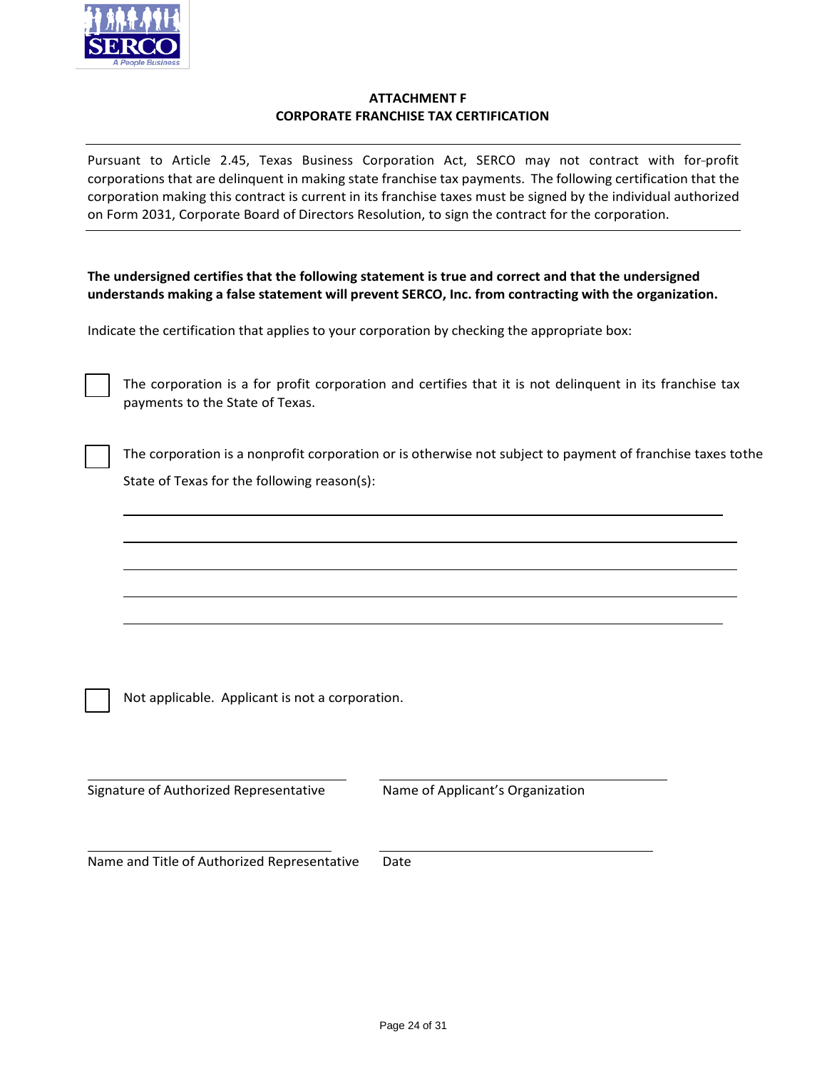## ATTACHMENT F
## CORPORATE FRANCHISE TAX CERTIFICATION

---

Pursuant to Article 2.45, Texas Business Corporation Act, SERCO may not contract with for-profit corporations that are delinquent in making state franchise tax payments. The following certification that the corporation making this contract is current in its franchise taxes must be signed by the individual authorized on Form 2031, Corporate Board of Directors Resolution, to sign the contract for the corporation.

---

**The undersigned certifies that the following statement is true and correct and that the undersigned understands making a false statement will prevent SERCO, Inc. from contracting with the organization.**

Indicate the certification that applies to your corporation by checking the appropriate box:

☐ The corporation is a for profit corporation and certifies that it is not delinquent in its franchise tax payments to the State of Texas.

☐ The corporation is a nonprofit corporation or is otherwise not subject to payment of franchise taxes tothe State of Texas for the following reason(s):

_______________________________________________________________

_______________________________________________________________

_______________________________________________________________

_______________________________________________________________

_______________________________________________________________

☐ Not applicable. Applicant is not a corporation.

| | |
|---|---|
| ______________________________ | ______________________________ |
| Signature of Authorized Representative | Name of Applicant's Organization |
| ______________________________ | ______________________________ |
| Name and Title of Authorized Representative | Date |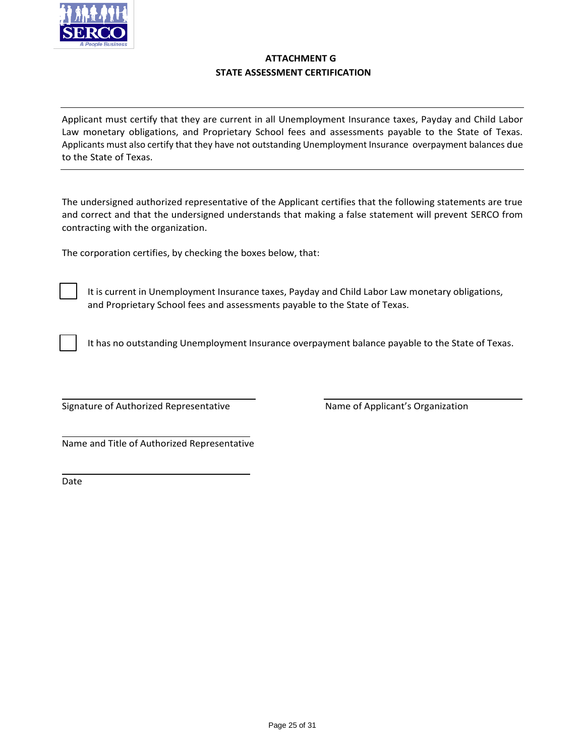# ATTACHMENT G
## STATE ASSESSMENT CERTIFICATION

---

Applicant must certify that they are current in all Unemployment Insurance taxes, Payday and Child Labor Law monetary obligations, and Proprietary School fees and assessments payable to the State of Texas. Applicants must also certify that they have not outstanding Unemployment Insurance overpayment balances due to the State of Texas.

---

The undersigned authorized representative of the Applicant certifies that the following statements are true and correct and that the undersigned understands that making a false statement will prevent SERCO from contracting with the organization.

The corporation certifies, by checking the boxes below, that:

☐ It is current in Unemployment Insurance taxes, Payday and Child Labor Law monetary obligations, and Proprietary School fees and assessments payable to the State of Texas.

☐ It has no outstanding Unemployment Insurance overpayment balance payable to the State of Texas.

\_\_\_\_\_\_\_\_\_\_\_\_\_\_\_\_\_\_\_\_\_\_\_\_\_\_\_\_\_\_\_\_\_\_\_\_\_\_
Signature of Authorized Representative

\_\_\_\_\_\_\_\_\_\_\_\_\_\_\_\_\_\_\_\_\_\_\_\_\_\_\_\_\_\_\_\_\_\_\_\_\_\_
Name of Applicant's Organization

\_\_\_\_\_\_\_\_\_\_\_\_\_\_\_\_\_\_\_\_\_\_\_\_\_\_\_\_\_\_\_\_\_\_\_\_\_\_
Name and Title of Authorized Representative

\_\_\_\_\_\_\_\_\_\_\_\_\_\_\_\_\_\_\_\_\_\_\_\_\_\_\_\_\_\_\_\_\_\_\_\_\_\_
Date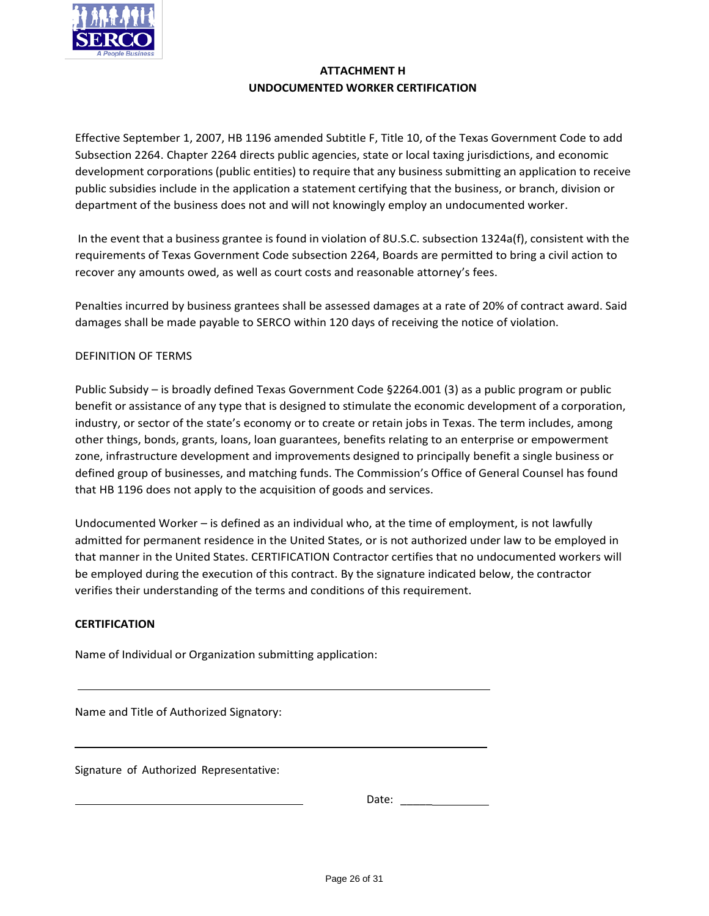**ATTACHMENT H**

**UNDOCUMENTED WORKER CERTIFICATION**

Effective September 1, 2007, HB 1196 amended Subtitle F, Title 10, of the Texas Government Code to add Subsection 2264. Chapter 2264 directs public agencies, state or local taxing jurisdictions, and economic development corporations (public entities) to require that any business submitting an application to receive public subsidies include in the application a statement certifying that the business, or branch, division or department of the business does not and will not knowingly employ an undocumented worker.

In the event that a business grantee is found in violation of 8U.S.C. subsection 1324a(f), consistent with the requirements of Texas Government Code subsection 2264, Boards are permitted to bring a civil action to recover any amounts owed, as well as court costs and reasonable attorney's fees.

Penalties incurred by business grantees shall be assessed damages at a rate of 20% of contract award. Said damages shall be made payable to SERCO within 120 days of receiving the notice of violation.

DEFINITION OF TERMS

Public Subsidy – is broadly defined Texas Government Code §2264.001 (3) as a public program or public benefit or assistance of any type that is designed to stimulate the economic development of a corporation, industry, or sector of the state's economy or to create or retain jobs in Texas. The term includes, among other things, bonds, grants, loans, loan guarantees, benefits relating to an enterprise or empowerment zone, infrastructure development and improvements designed to principally benefit a single business or defined group of businesses, and matching funds. The Commission's Office of General Counsel has found that HB 1196 does not apply to the acquisition of goods and services.

Undocumented Worker – is defined as an individual who, at the time of employment, is not lawfully admitted for permanent residence in the United States, or is not authorized under law to be employed in that manner in the United States. CERTIFICATION Contractor certifies that no undocumented workers will be employed during the execution of this contract. By the signature indicated below, the contractor verifies their understanding of the terms and conditions of this requirement.

**CERTIFICATION**

Name of Individual or Organization submitting application:

\_\_\_\_\_\_\_\_\_\_\_\_\_\_\_\_\_\_\_\_\_\_\_\_\_\_\_\_\_\_\_\_\_\_\_\_\_\_\_\_\_\_\_\_\_\_\_\_\_\_

Name and Title of Authorized Signatory:

\_\_\_\_\_\_\_\_\_\_\_\_\_\_\_\_\_\_\_\_\_\_\_\_\_\_\_\_\_\_\_\_\_\_\_\_\_\_\_\_\_\_\_\_\_\_\_\_\_\_

Signature of Authorized Representative:

\_\_\_\_\_\_\_\_\_\_\_\_\_\_\_\_\_\_\_\_\_\_\_\_\_\_\_\_ Date: \_\_\_\_\_\_\_\_\_\_\_\_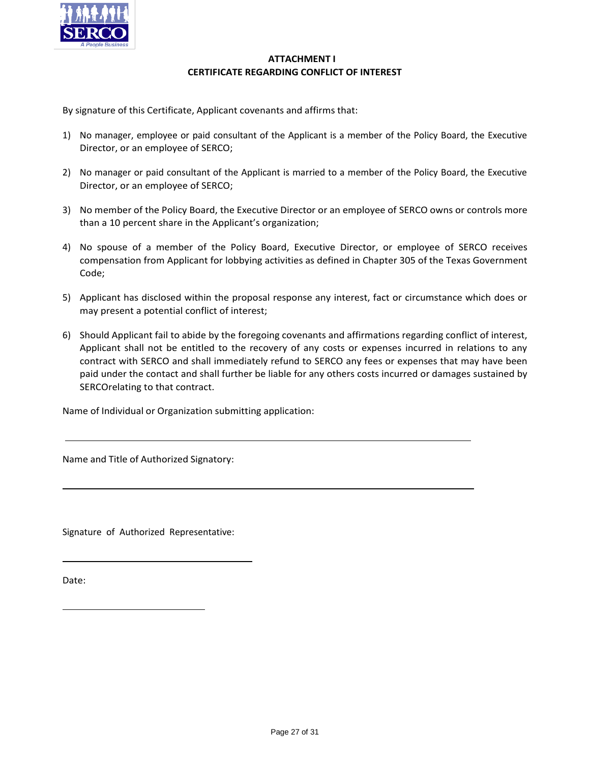**ATTACHMENT I**
**CERTIFICATE REGARDING CONFLICT OF INTEREST**

By signature of this Certificate, Applicant covenants and affirms that:

1) No manager, employee or paid consultant of the Applicant is a member of the Policy Board, the Executive Director, or an employee of SERCO;

2) No manager or paid consultant of the Applicant is married to a member of the Policy Board, the Executive Director, or an employee of SERCO;

3) No member of the Policy Board, the Executive Director or an employee of SERCO owns or controls more than a 10 percent share in the Applicant's organization;

4) No spouse of a member of the Policy Board, Executive Director, or employee of SERCO receives compensation from Applicant for lobbying activities as defined in Chapter 305 of the Texas Government Code;

5) Applicant has disclosed within the proposal response any interest, fact or circumstance which does or may present a potential conflict of interest;

6) Should Applicant fail to abide by the foregoing covenants and affirmations regarding conflict of interest, Applicant shall not be entitled to the recovery of any costs or expenses incurred in relations to any contract with SERCO and shall immediately refund to SERCO any fees or expenses that may have been paid under the contact and shall further be liable for any others costs incurred or damages sustained by SERCOrelating to that contract.

Name of Individual or Organization submitting application:

______________________________________________________________

Name and Title of Authorized Signatory:

______________________________________________________________

Signature of Authorized Representative:

______________________________

Date:

______________________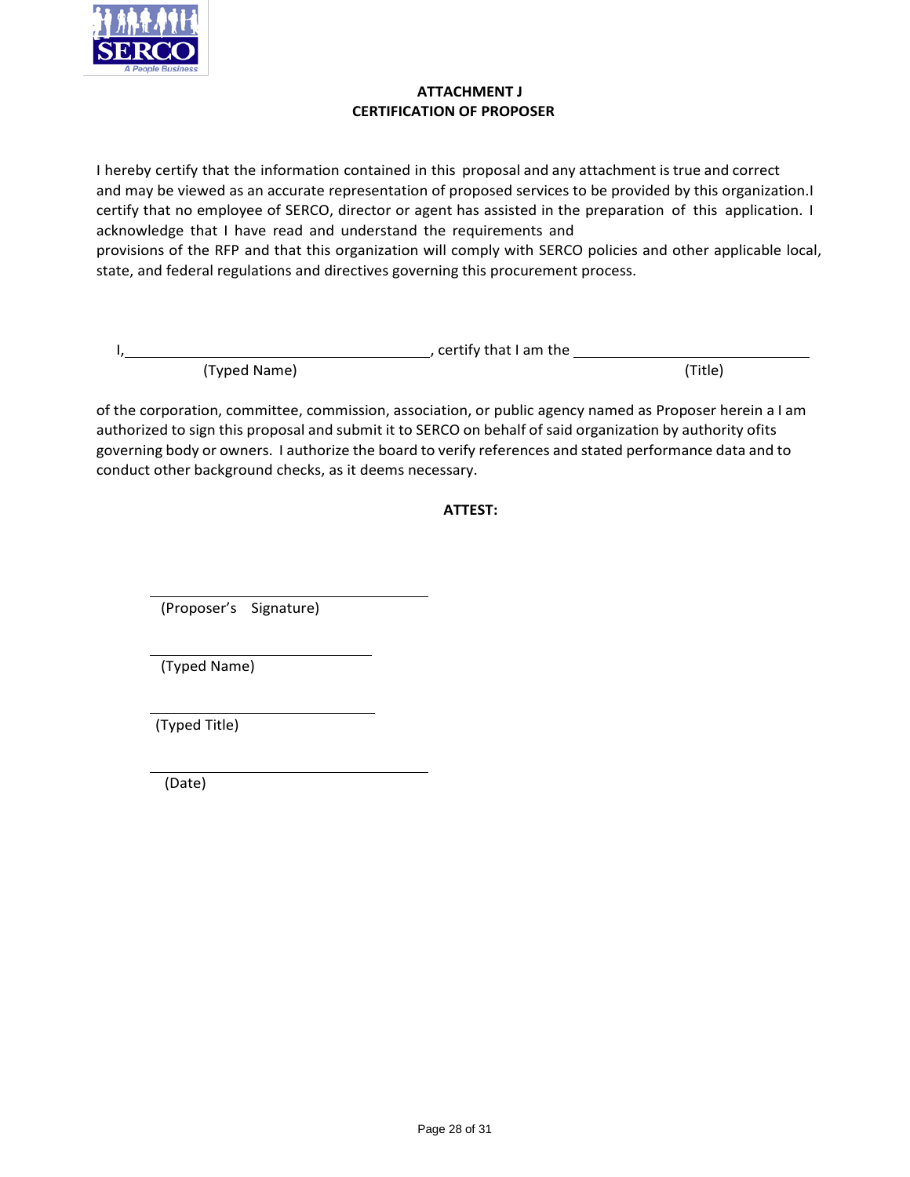## ATTACHMENT J
## CERTIFICATION OF PROPOSER

I hereby certify that the information contained in this proposal and any attachment is true and correct and may be viewed as an accurate representation of proposed services to be provided by this organization.I certify that no employee of SERCO, director or agent has assisted in the preparation of this application. I acknowledge that I have read and understand the requirements and provisions of the RFP and that this organization will comply with SERCO policies and other applicable local, state, and federal regulations and directives governing this procurement process.

I, ______________________________, certify that I am the ______________________________
(Typed Name) (Title)

of the corporation, committee, commission, association, or public agency named as Proposer herein a I am authorized to sign this proposal and submit it to SERCO on behalf of said organization by authority ofits governing body or owners. I authorize the board to verify references and stated performance data and to conduct other background checks, as it deems necessary.

**ATTEST:**

______________________________
(Proposer's Signature)

______________________________
(Typed Name)

______________________________
(Typed Title)

______________________________
(Date)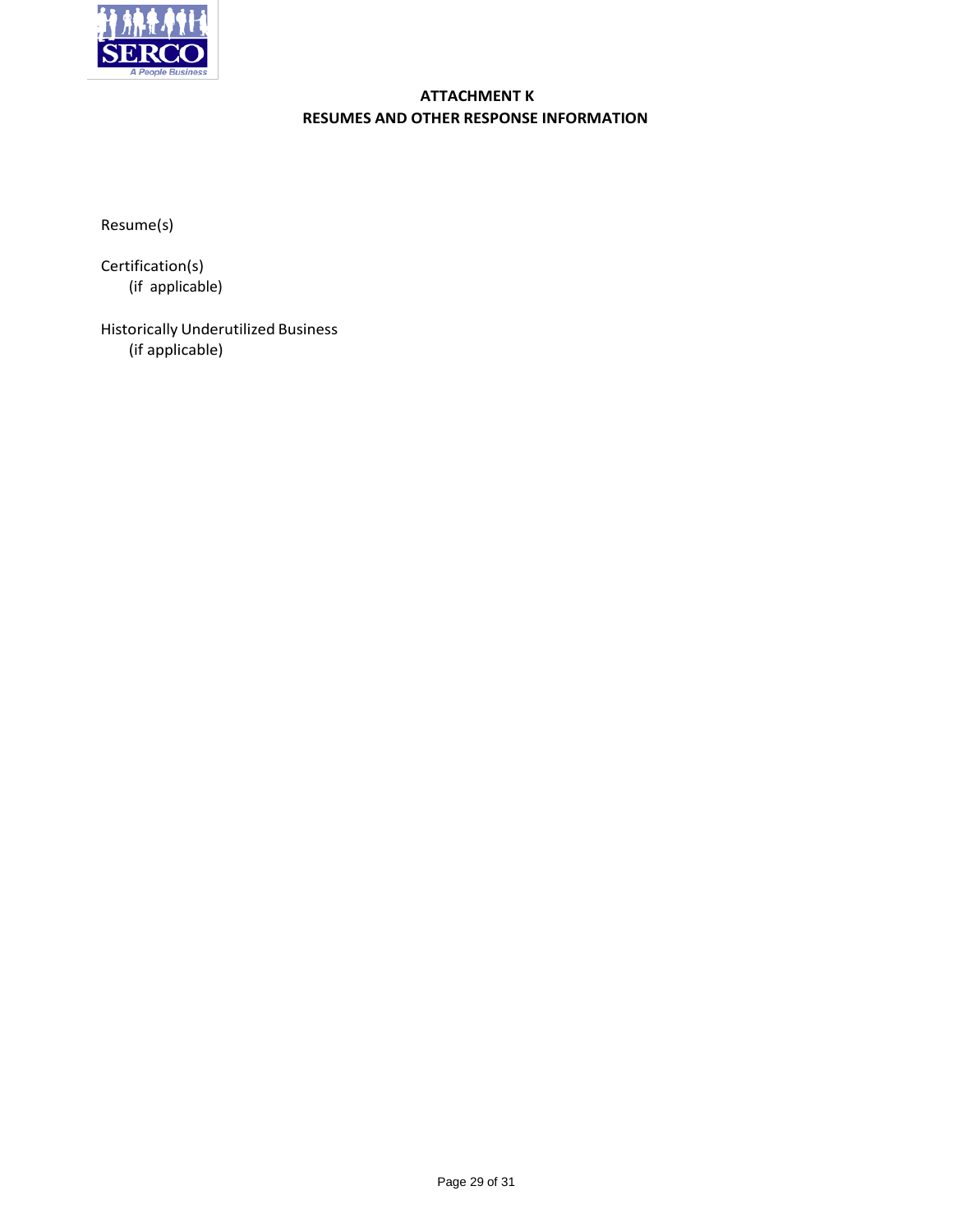# ATTACHMENT K
# RESUMES AND OTHER RESPONSE INFORMATION

Resume(s)

Certification(s)
(if applicable)

Historically Underutilized Business
(if applicable)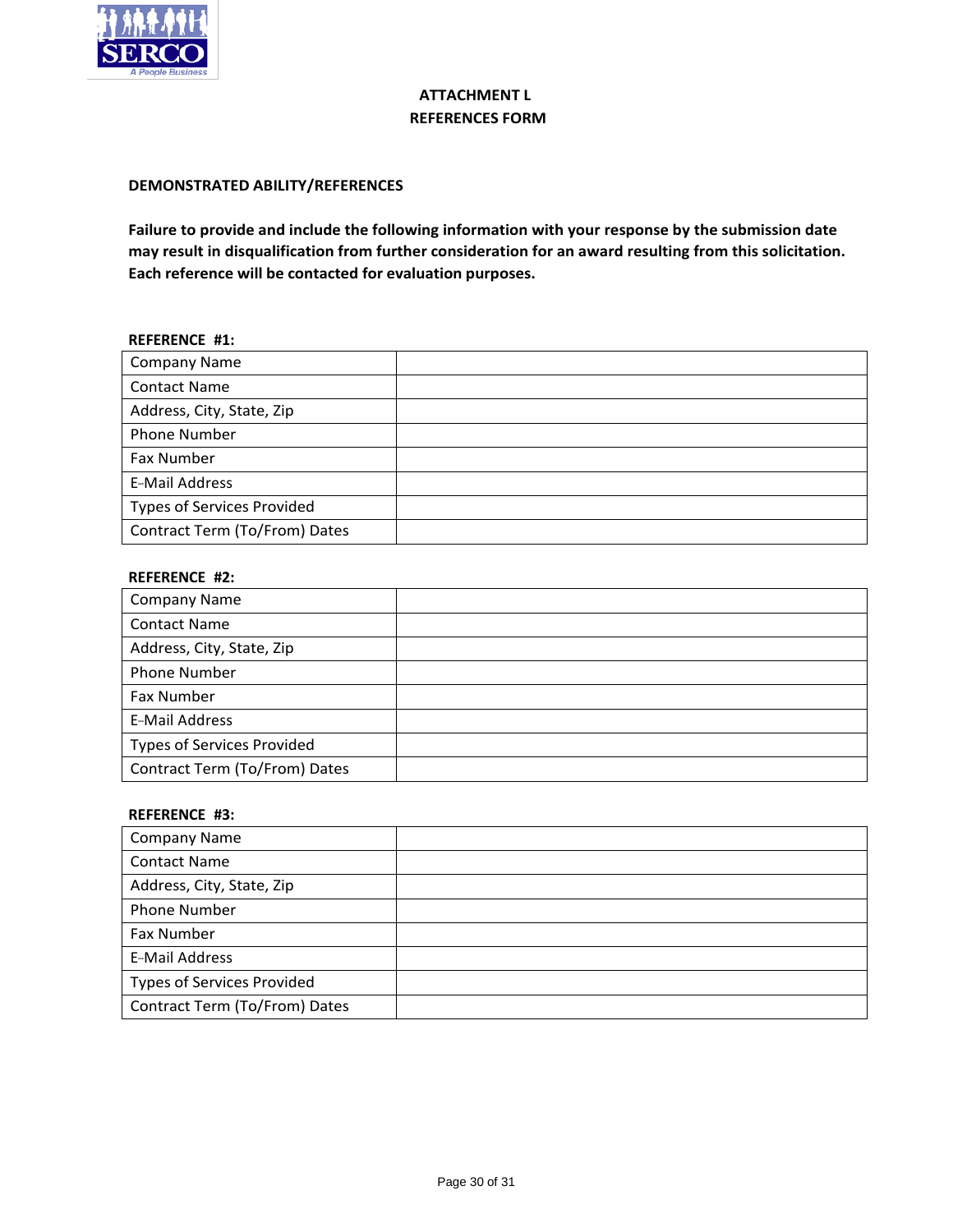# ATTACHMENT L
# REFERENCES FORM

**DEMONSTRATED ABILITY/REFERENCES**

**Failure to provide and include the following information with your response by the submission date may result in disqualification from further consideration for an award resulting from this solicitation. Each reference will be contacted for evaluation purposes.**

**REFERENCE #1:**

| | |
|---|---|
| Company Name | |
| Contact Name | |
| Address, City, State, Zip | |
| Phone Number | |
| Fax Number | |
| E-Mail Address | |
| Types of Services Provided | |
| Contract Term (To/From) Dates | |

**REFERENCE #2:**

| | |
|---|---|
| Company Name | |
| Contact Name | |
| Address, City, State, Zip | |
| Phone Number | |
| Fax Number | |
| E-Mail Address | |
| Types of Services Provided | |
| Contract Term (To/From) Dates | |

**REFERENCE #3:**

| | |
|---|---|
| Company Name | |
| Contact Name | |
| Address, City, State, Zip | |
| Phone Number | |
| Fax Number | |
| E-Mail Address | |
| Types of Services Provided | |
| Contract Term (To/From) Dates | |